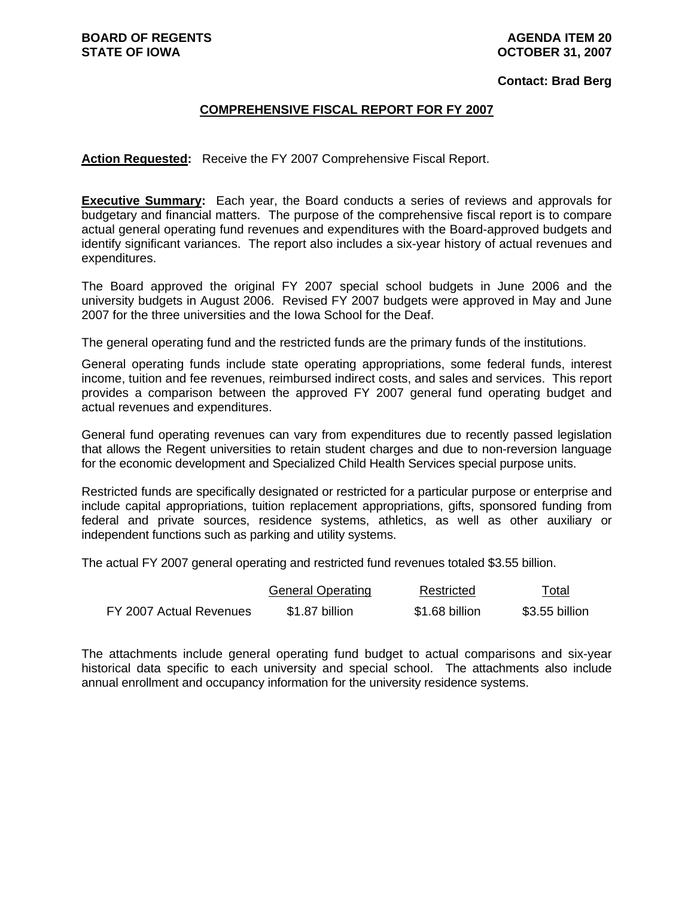**BOARD OF REGENTS**
**STATE OF IOWA**

**AGENDA ITEM 20**
**OCTOBER 31, 2007**

**Contact: Brad Berg**

## COMPREHENSIVE FISCAL REPORT FOR FY 2007

**Action Requested:** Receive the FY 2007 Comprehensive Fiscal Report.

**Executive Summary:** Each year, the Board conducts a series of reviews and approvals for budgetary and financial matters. The purpose of the comprehensive fiscal report is to compare actual general operating fund revenues and expenditures with the Board-approved budgets and identify significant variances. The report also includes a six-year history of actual revenues and expenditures.

The Board approved the original FY 2007 special school budgets in June 2006 and the university budgets in August 2006. Revised FY 2007 budgets were approved in May and June 2007 for the three universities and the Iowa School for the Deaf.

The general operating fund and the restricted funds are the primary funds of the institutions.

General operating funds include state operating appropriations, some federal funds, interest income, tuition and fee revenues, reimbursed indirect costs, and sales and services. This report provides a comparison between the approved FY 2007 general fund operating budget and actual revenues and expenditures.

General fund operating revenues can vary from expenditures due to recently passed legislation that allows the Regent universities to retain student charges and due to non-reversion language for the economic development and Specialized Child Health Services special purpose units.

Restricted funds are specifically designated or restricted for a particular purpose or enterprise and include capital appropriations, tuition replacement appropriations, gifts, sponsored funding from federal and private sources, residence systems, athletics, as well as other auxiliary or independent functions such as parking and utility systems.

The actual FY 2007 general operating and restricted fund revenues totaled $3.55 billion.

| | General Operating | Restricted | Total |
|---|---|---|---|
| FY 2007 Actual Revenues | $1.87 billion | $1.68 billion | $3.55 billion |

The attachments include general operating fund budget to actual comparisons and six-year historical data specific to each university and special school. The attachments also include annual enrollment and occupancy information for the university residence systems.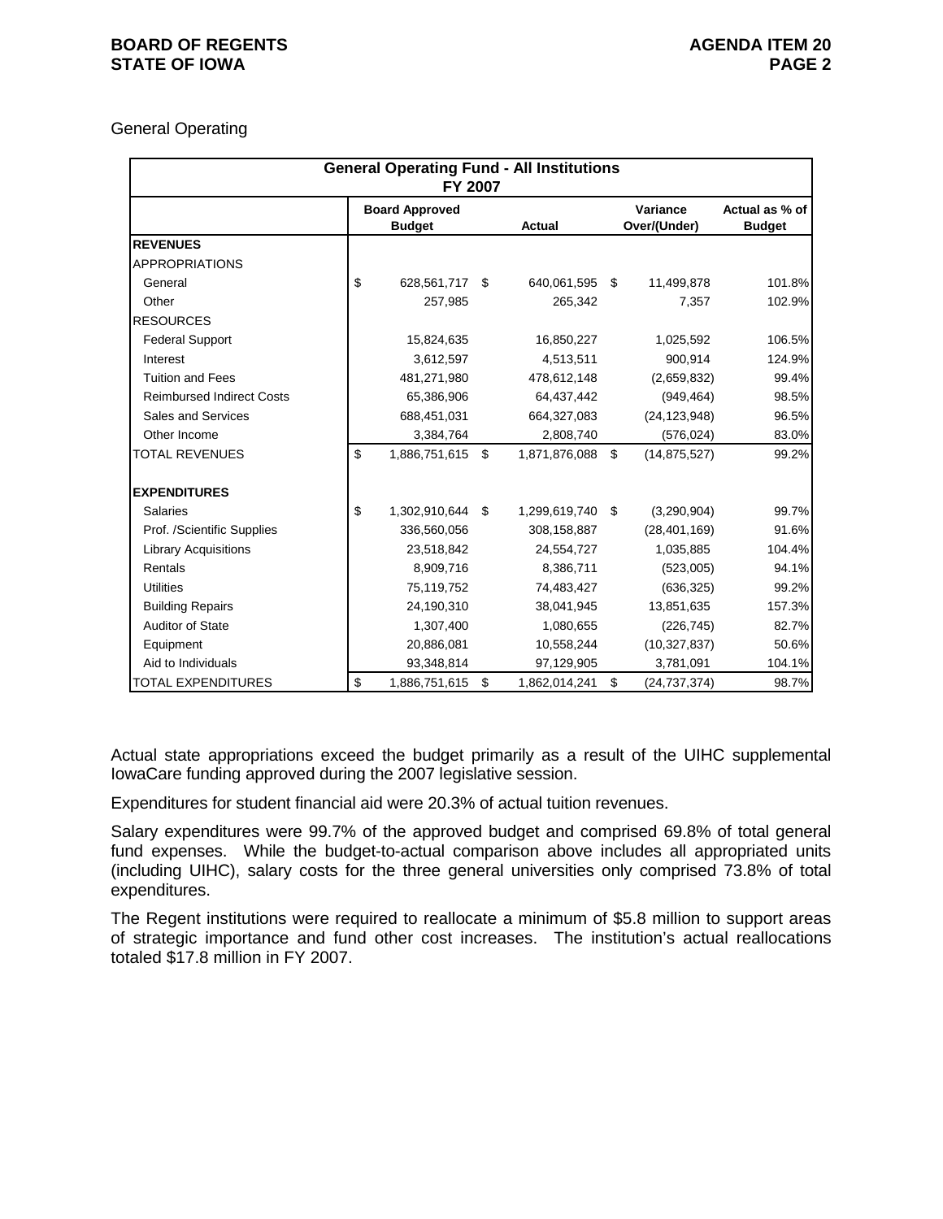General Operating

| General Operating Fund - All Institutions FY 2007 | | | | |
|---|---|---|---|---|
| | Board Approved Budget | Actual | Variance Over/(Under) | Actual as % of Budget |
| **REVENUES** | | | | |
| APPROPRIATIONS | | | | |
| General | $ 628,561,717 | $ 640,061,595 | $ 11,499,878 | 101.8% |
| Other | 257,985 | 265,342 | 7,357 | 102.9% |
| RESOURCES | | | | |
| Federal Support | 15,824,635 | 16,850,227 | 1,025,592 | 106.5% |
| Interest | 3,612,597 | 4,513,511 | 900,914 | 124.9% |
| Tuition and Fees | 481,271,980 | 478,612,148 | (2,659,832) | 99.4% |
| Reimbursed Indirect Costs | 65,386,906 | 64,437,442 | (949,464) | 98.5% |
| Sales and Services | 688,451,031 | 664,327,083 | (24,123,948) | 96.5% |
| Other Income | 3,384,764 | 2,808,740 | (576,024) | 83.0% |
| TOTAL REVENUES | $ 1,886,751,615 | $ 1,871,876,088 | $ (14,875,527) | 99.2% |
| | | | | |
| **EXPENDITURES** | | | | |
| Salaries | $ 1,302,910,644 | $ 1,299,619,740 | $ (3,290,904) | 99.7% |
| Prof. /Scientific Supplies | 336,560,056 | 308,158,887 | (28,401,169) | 91.6% |
| Library Acquisitions | 23,518,842 | 24,554,727 | 1,035,885 | 104.4% |
| Rentals | 8,909,716 | 8,386,711 | (523,005) | 94.1% |
| Utilities | 75,119,752 | 74,483,427 | (636,325) | 99.2% |
| Building Repairs | 24,190,310 | 38,041,945 | 13,851,635 | 157.3% |
| Auditor of State | 1,307,400 | 1,080,655 | (226,745) | 82.7% |
| Equipment | 20,886,081 | 10,558,244 | (10,327,837) | 50.6% |
| Aid to Individuals | 93,348,814 | 97,129,905 | 3,781,091 | 104.1% |
| TOTAL EXPENDITURES | $ 1,886,751,615 | $ 1,862,014,241 | $ (24,737,374) | 98.7% |

Actual state appropriations exceed the budget primarily as a result of the UIHC supplemental IowaCare funding approved during the 2007 legislative session.

Expenditures for student financial aid were 20.3% of actual tuition revenues.

Salary expenditures were 99.7% of the approved budget and comprised 69.8% of total general fund expenses. While the budget-to-actual comparison above includes all appropriated units (including UIHC), salary costs for the three general universities only comprised 73.8% of total expenditures.

The Regent institutions were required to reallocate a minimum of $5.8 million to support areas of strategic importance and fund other cost increases. The institution's actual reallocations totaled $17.8 million in FY 2007.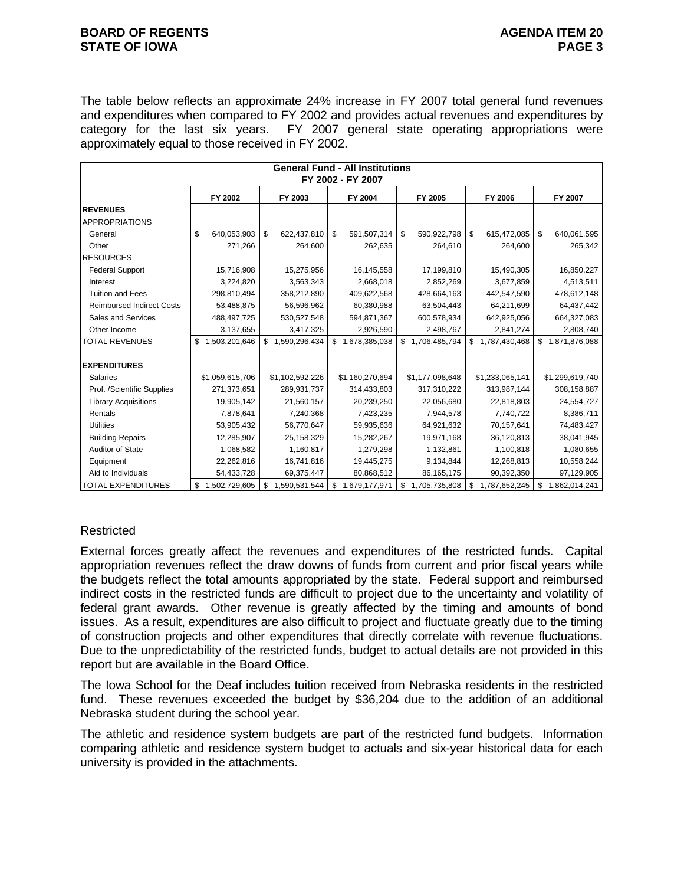The table below reflects an approximate 24% increase in FY 2007 total general fund revenues and expenditures when compared to FY 2002 and provides actual revenues and expenditures by category for the last six years. FY 2007 general state operating appropriations were approximately equal to those received in FY 2002.

| General Fund - All Institutions FY 2002 - FY 2007 | | | | | | |
|---|---|---|---|---|---|---|
| | FY 2002 | FY 2003 | FY 2004 | FY 2005 | FY 2006 | FY 2007 |
| **REVENUES** | | | | | | |
| APPROPRIATIONS | | | | | | |
| General | $ 640,053,903 | $ 622,437,810 | $ 591,507,314 | $ 590,922,798 | $ 615,472,085 | $ 640,061,595 |
| Other | 271,266 | 264,600 | 262,635 | 264,610 | 264,600 | 265,342 |
| RESOURCES | | | | | | |
| Federal Support | 15,716,908 | 15,275,956 | 16,145,558 | 17,199,810 | 15,490,305 | 16,850,227 |
| Interest | 3,224,820 | 3,563,343 | 2,668,018 | 2,852,269 | 3,677,859 | 4,513,511 |
| Tuition and Fees | 298,810,494 | 358,212,890 | 409,622,568 | 428,664,163 | 442,547,590 | 478,612,148 |
| Reimbursed Indirect Costs | 53,488,875 | 56,596,962 | 60,380,988 | 63,504,443 | 64,211,699 | 64,437,442 |
| Sales and Services | 488,497,725 | 530,527,548 | 594,871,367 | 600,578,934 | 642,925,056 | 664,327,083 |
| Other Income | 3,137,655 | 3,417,325 | 2,926,590 | 2,498,767 | 2,841,274 | 2,808,740 |
| TOTAL REVENUES | $ 1,503,201,646 | $ 1,590,296,434 | $ 1,678,385,038 | $ 1,706,485,794 | $ 1,787,430,468 | $ 1,871,876,088 |
| | | | | | | |
| **EXPENDITURES** | | | | | | |
| Salaries | $1,059,615,706 | $1,102,592,226 | $1,160,270,694 | $1,177,098,648 | $1,233,065,141 | $1,299,619,740 |
| Prof. /Scientific Supplies | 271,373,651 | 289,931,737 | 314,433,803 | 317,310,222 | 313,987,144 | 308,158,887 |
| Library Acquisitions | 19,905,142 | 21,560,157 | 20,239,250 | 22,056,680 | 22,818,803 | 24,554,727 |
| Rentals | 7,878,641 | 7,240,368 | 7,423,235 | 7,944,578 | 7,740,722 | 8,386,711 |
| Utilities | 53,905,432 | 56,770,647 | 59,935,636 | 64,921,632 | 70,157,641 | 74,483,427 |
| Building Repairs | 12,285,907 | 25,158,329 | 15,282,267 | 19,971,168 | 36,120,813 | 38,041,945 |
| Auditor of State | 1,068,582 | 1,160,817 | 1,279,298 | 1,132,861 | 1,100,818 | 1,080,655 |
| Equipment | 22,262,816 | 16,741,816 | 19,445,275 | 9,134,844 | 12,268,813 | 10,558,244 |
| Aid to Individuals | 54,433,728 | 69,375,447 | 80,868,512 | 86,165,175 | 90,392,350 | 97,129,905 |
| TOTAL EXPENDITURES | $ 1,502,729,605 | $ 1,590,531,544 | $ 1,679,177,971 | $ 1,705,735,808 | $ 1,787,652,245 | $ 1,862,014,241 |

Restricted

External forces greatly affect the revenues and expenditures of the restricted funds. Capital appropriation revenues reflect the draw downs of funds from current and prior fiscal years while the budgets reflect the total amounts appropriated by the state. Federal support and reimbursed indirect costs in the restricted funds are difficult to project due to the uncertainty and volatility of federal grant awards. Other revenue is greatly affected by the timing and amounts of bond issues. As a result, expenditures are also difficult to project and fluctuate greatly due to the timing of construction projects and other expenditures that directly correlate with revenue fluctuations. Due to the unpredictability of the restricted funds, budget to actual details are not provided in this report but are available in the Board Office.

The Iowa School for the Deaf includes tuition received from Nebraska residents in the restricted fund. These revenues exceeded the budget by $36,204 due to the addition of an additional Nebraska student during the school year.

The athletic and residence system budgets are part of the restricted fund budgets. Information comparing athletic and residence system budget to actuals and six-year historical data for each university is provided in the attachments.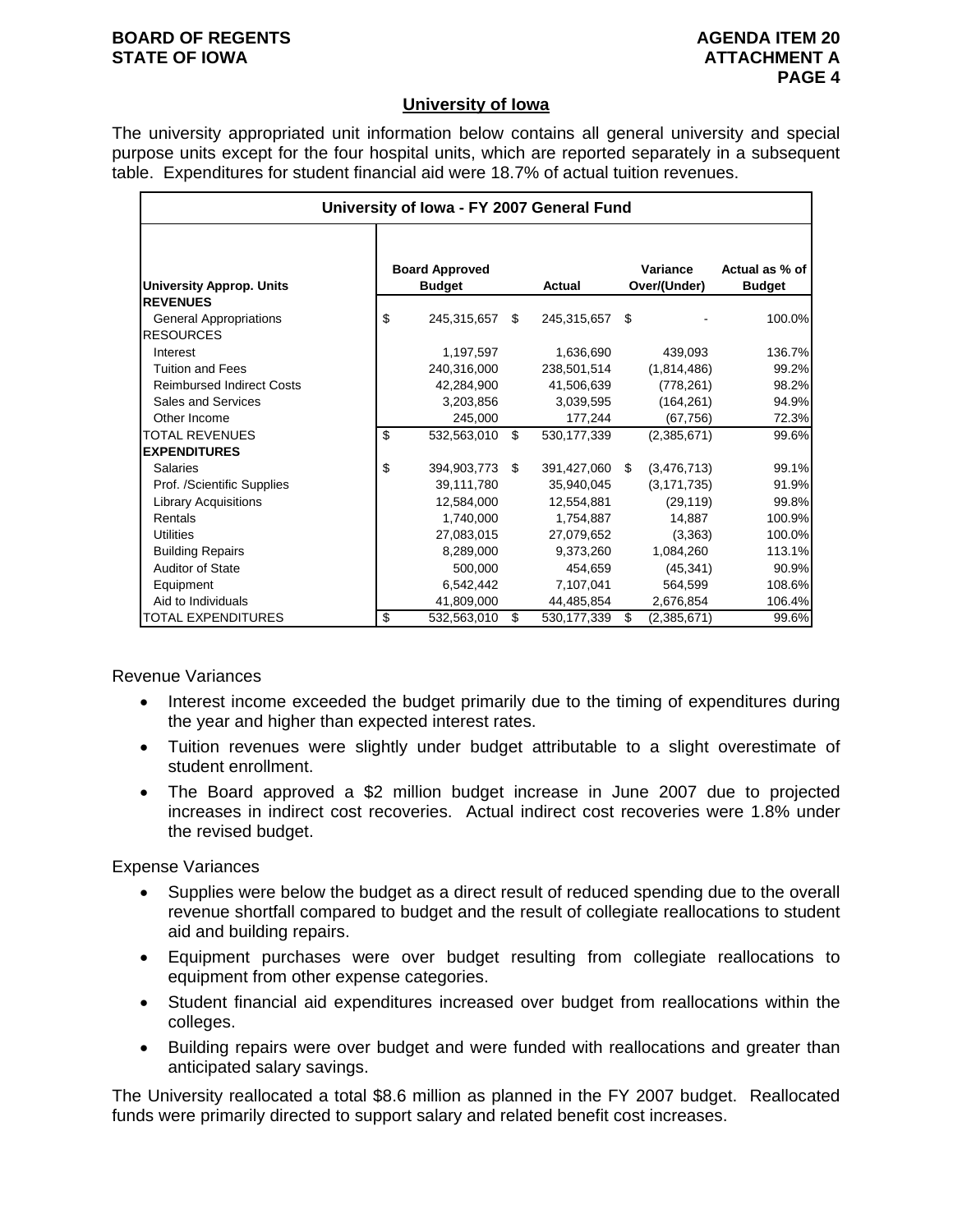## University of Iowa

The university appropriated unit information below contains all general university and special purpose units except for the four hospital units, which are reported separately in a subsequent table. Expenditures for student financial aid were 18.7% of actual tuition revenues.

| University of Iowa - FY 2007 General Fund | | | | |
|---|---|---|---|---|
| **University Approp. Units** | **Board Approved Budget** | **Actual** | **Variance Over/(Under)** | **Actual as % of Budget** |
| **REVENUES** | | | | |
| General Appropriations | $ 245,315,657 | $ 245,315,657 | $ - | 100.0% |
| RESOURCES | | | | |
| Interest | 1,197,597 | 1,636,690 | 439,093 | 136.7% |
| Tuition and Fees | 240,316,000 | 238,501,514 | (1,814,486) | 99.2% |
| Reimbursed Indirect Costs | 42,284,900 | 41,506,639 | (778,261) | 98.2% |
| Sales and Services | 3,203,856 | 3,039,595 | (164,261) | 94.9% |
| Other Income | 245,000 | 177,244 | (67,756) | 72.3% |
| TOTAL REVENUES | $ 532,563,010 | $ 530,177,339 | (2,385,671) | 99.6% |
| **EXPENDITURES** | | | | |
| Salaries | $ 394,903,773 | $ 391,427,060 | $ (3,476,713) | 99.1% |
| Prof. /Scientific Supplies | 39,111,780 | 35,940,045 | (3,171,735) | 91.9% |
| Library Acquisitions | 12,584,000 | 12,554,881 | (29,119) | 99.8% |
| Rentals | 1,740,000 | 1,754,887 | 14,887 | 100.9% |
| Utilities | 27,083,015 | 27,079,652 | (3,363) | 100.0% |
| Building Repairs | 8,289,000 | 9,373,260 | 1,084,260 | 113.1% |
| Auditor of State | 500,000 | 454,659 | (45,341) | 90.9% |
| Equipment | 6,542,442 | 7,107,041 | 564,599 | 108.6% |
| Aid to Individuals | 41,809,000 | 44,485,854 | 2,676,854 | 106.4% |
| TOTAL EXPENDITURES | $ 532,563,010 | $ 530,177,339 | $ (2,385,671) | 99.6% |

Revenue Variances

- Interest income exceeded the budget primarily due to the timing of expenditures during the year and higher than expected interest rates.
- Tuition revenues were slightly under budget attributable to a slight overestimate of student enrollment.
- The Board approved a $2 million budget increase in June 2007 due to projected increases in indirect cost recoveries. Actual indirect cost recoveries were 1.8% under the revised budget.

Expense Variances

- Supplies were below the budget as a direct result of reduced spending due to the overall revenue shortfall compared to budget and the result of collegiate reallocations to student aid and building repairs.
- Equipment purchases were over budget resulting from collegiate reallocations to equipment from other expense categories.
- Student financial aid expenditures increased over budget from reallocations within the colleges.
- Building repairs were over budget and were funded with reallocations and greater than anticipated salary savings.

The University reallocated a total $8.6 million as planned in the FY 2007 budget. Reallocated funds were primarily directed to support salary and related benefit cost increases.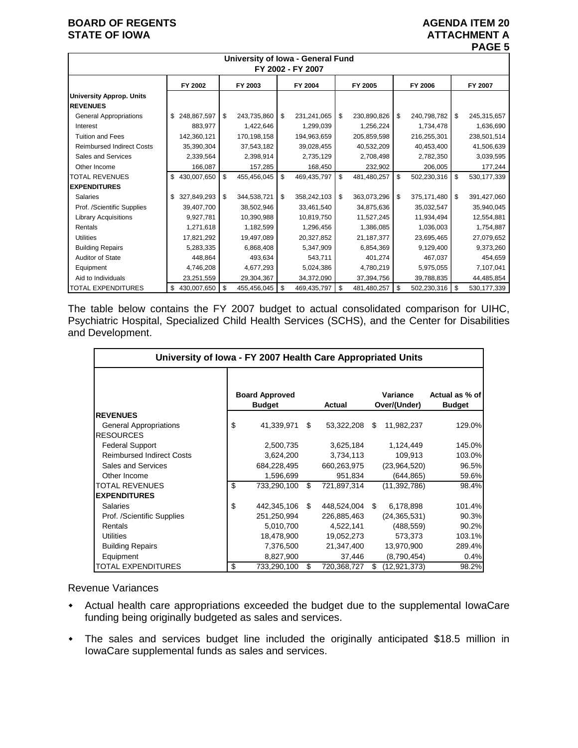| University of Iowa - General Fund FY 2002 - FY 2007 | | | | | | |
|---|---|---|---|---|---|---|
| | FY 2002 | FY 2003 | FY 2004 | FY 2005 | FY 2006 | FY 2007 |
| **University Approp. Units** | | | | | | |
| **REVENUES** | | | | | | |
| General Appropriations | $ 248,867,597 | $ 243,735,860 | $ 231,241,065 | $ 230,890,826 | $ 240,798,782 | $ 245,315,657 |
| Interest | 883,977 | 1,422,646 | 1,299,039 | 1,256,224 | 1,734,478 | 1,636,690 |
| Tuition and Fees | 142,360,121 | 170,198,158 | 194,963,659 | 205,859,598 | 216,255,301 | 238,501,514 |
| Reimbursed Indirect Costs | 35,390,304 | 37,543,182 | 39,028,455 | 40,532,209 | 40,453,400 | 41,506,639 |
| Sales and Services | 2,339,564 | 2,398,914 | 2,735,129 | 2,708,498 | 2,782,350 | 3,039,595 |
| Other Income | 166,087 | 157,285 | 168,450 | 232,902 | 206,005 | 177,244 |
| TOTAL REVENUES | $ 430,007,650 | $ 455,456,045 | $ 469,435,797 | $ 481,480,257 | $ 502,230,316 | $ 530,177,339 |
| **EXPENDITURES** | | | | | | |
| Salaries | $ 327,849,293 | $ 344,538,721 | $ 358,242,103 | $ 363,073,296 | $ 375,171,480 | $ 391,427,060 |
| Prof. /Scientific Supplies | 39,407,700 | 38,502,946 | 33,461,540 | 34,875,636 | 35,032,547 | 35,940,045 |
| Library Acquisitions | 9,927,781 | 10,390,988 | 10,819,750 | 11,527,245 | 11,934,494 | 12,554,881 |
| Rentals | 1,271,618 | 1,182,599 | 1,296,456 | 1,386,085 | 1,036,003 | 1,754,887 |
| Utilities | 17,821,292 | 19,497,089 | 20,327,852 | 21,187,377 | 23,695,465 | 27,079,652 |
| Building Repairs | 5,283,335 | 6,868,408 | 5,347,909 | 6,854,369 | 9,129,400 | 9,373,260 |
| Auditor of State | 448,864 | 493,634 | 543,711 | 401,274 | 467,037 | 454,659 |
| Equipment | 4,746,208 | 4,677,293 | 5,024,386 | 4,780,219 | 5,975,055 | 7,107,041 |
| Aid to Individuals | 23,251,559 | 29,304,367 | 34,372,090 | 37,394,756 | 39,788,835 | 44,485,854 |
| TOTAL EXPENDITURES | $ 430,007,650 | $ 455,456,045 | $ 469,435,797 | $ 481,480,257 | $ 502,230,316 | $ 530,177,339 |

The table below contains the FY 2007 budget to actual consolidated comparison for UIHC, Psychiatric Hospital, Specialized Child Health Services (SCHS), and the Center for Disabilities and Development.

| University of Iowa - FY 2007 Health Care Appropriated Units | | | | |
|---|---|---|---|---|
| | Board Approved Budget | Actual | Variance Over/(Under) | Actual as % of Budget |
| **REVENUES** | | | | |
| General Appropriations | $ 41,339,971 | $ 53,322,208 | $ 11,982,237 | 129.0% |
| RESOURCES | | | | |
| Federal Support | 2,500,735 | 3,625,184 | 1,124,449 | 145.0% |
| Reimbursed Indirect Costs | 3,624,200 | 3,734,113 | 109,913 | 103.0% |
| Sales and Services | 684,228,495 | 660,263,975 | (23,964,520) | 96.5% |
| Other Income | 1,596,699 | 951,834 | (644,865) | 59.6% |
| TOTAL REVENUES | $ 733,290,100 | $ 721,897,314 | (11,392,786) | 98.4% |
| **EXPENDITURES** | | | | |
| Salaries | $ 442,345,106 | $ 448,524,004 | $ 6,178,898 | 101.4% |
| Prof. /Scientific Supplies | 251,250,994 | 226,885,463 | (24,365,531) | 90.3% |
| Rentals | 5,010,700 | 4,522,141 | (488,559) | 90.2% |
| Utilities | 18,478,900 | 19,052,273 | 573,373 | 103.1% |
| Building Repairs | 7,376,500 | 21,347,400 | 13,970,900 | 289.4% |
| Equipment | 8,827,900 | 37,446 | (8,790,454) | 0.4% |
| TOTAL EXPENDITURES | $ 733,290,100 | $ 720,368,727 | $ (12,921,373) | 98.2% |

Revenue Variances

- Actual health care appropriations exceeded the budget due to the supplemental IowaCare funding being originally budgeted as sales and services.
- The sales and services budget line included the originally anticipated $18.5 million in IowaCare supplemental funds as sales and services.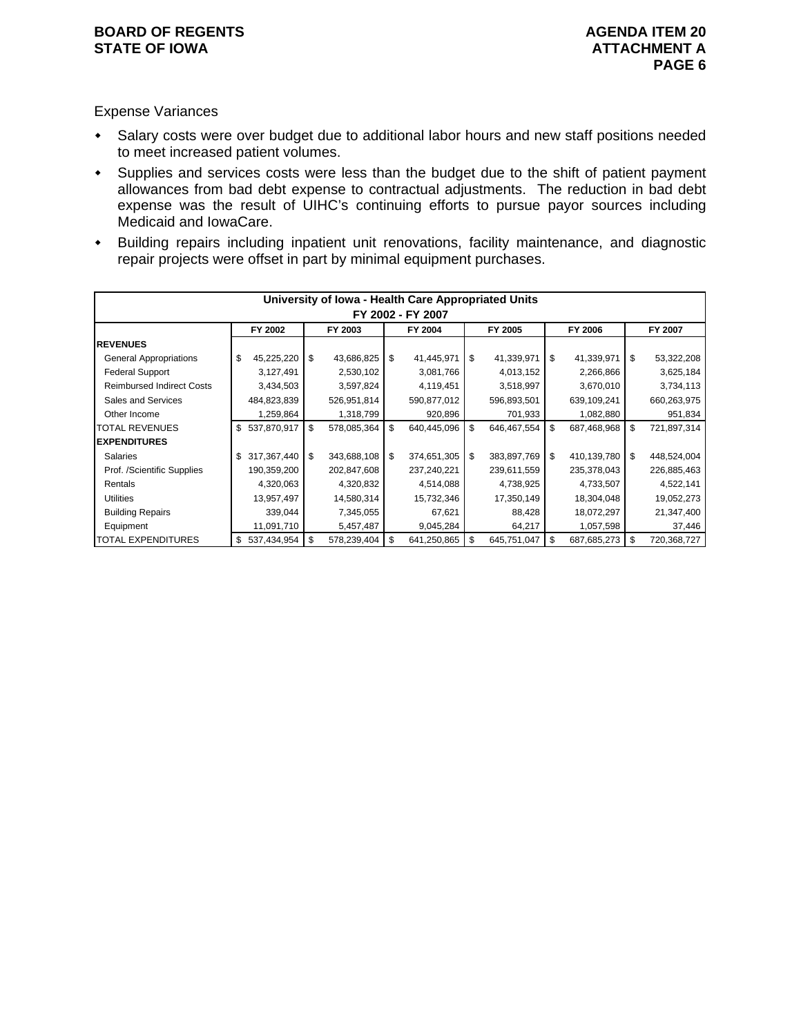Expense Variances

- Salary costs were over budget due to additional labor hours and new staff positions needed to meet increased patient volumes.
- Supplies and services costs were less than the budget due to the shift of patient payment allowances from bad debt expense to contractual adjustments. The reduction in bad debt expense was the result of UIHC's continuing efforts to pursue payor sources including Medicaid and IowaCare.
- Building repairs including inpatient unit renovations, facility maintenance, and diagnostic repair projects were offset in part by minimal equipment purchases.

| University of Iowa - Health Care Appropriated Units FY 2002 - FY 2007 | | | | | | |
|---|---|---|---|---|---|---|
| | FY 2002 | FY 2003 | FY 2004 | FY 2005 | FY 2006 | FY 2007 |
| **REVENUES** | | | | | | |
| General Appropriations | $ 45,225,220 | $ 43,686,825 | $ 41,445,971 | $ 41,339,971 | $ 41,339,971 | $ 53,322,208 |
| Federal Support | 3,127,491 | 2,530,102 | 3,081,766 | 4,013,152 | 2,266,866 | 3,625,184 |
| Reimbursed Indirect Costs | 3,434,503 | 3,597,824 | 4,119,451 | 3,518,997 | 3,670,010 | 3,734,113 |
| Sales and Services | 484,823,839 | 526,951,814 | 590,877,012 | 596,893,501 | 639,109,241 | 660,263,975 |
| Other Income | 1,259,864 | 1,318,799 | 920,896 | 701,933 | 1,082,880 | 951,834 |
| TOTAL REVENUES | $ 537,870,917 | $ 578,085,364 | $ 640,445,096 | $ 646,467,554 | $ 687,468,968 | $ 721,897,314 |
| **EXPENDITURES** | | | | | | |
| Salaries | $ 317,367,440 | $ 343,688,108 | $ 374,651,305 | $ 383,897,769 | $ 410,139,780 | $ 448,524,004 |
| Prof. /Scientific Supplies | 190,359,200 | 202,847,608 | 237,240,221 | 239,611,559 | 235,378,043 | 226,885,463 |
| Rentals | 4,320,063 | 4,320,832 | 4,514,088 | 4,738,925 | 4,733,507 | 4,522,141 |
| Utilities | 13,957,497 | 14,580,314 | 15,732,346 | 17,350,149 | 18,304,048 | 19,052,273 |
| Building Repairs | 339,044 | 7,345,055 | 67,621 | 88,428 | 18,072,297 | 21,347,400 |
| Equipment | 11,091,710 | 5,457,487 | 9,045,284 | 64,217 | 1,057,598 | 37,446 |
| TOTAL EXPENDITURES | $ 537,434,954 | $ 578,239,404 | $ 641,250,865 | $ 645,751,047 | $ 687,685,273 | $ 720,368,727 |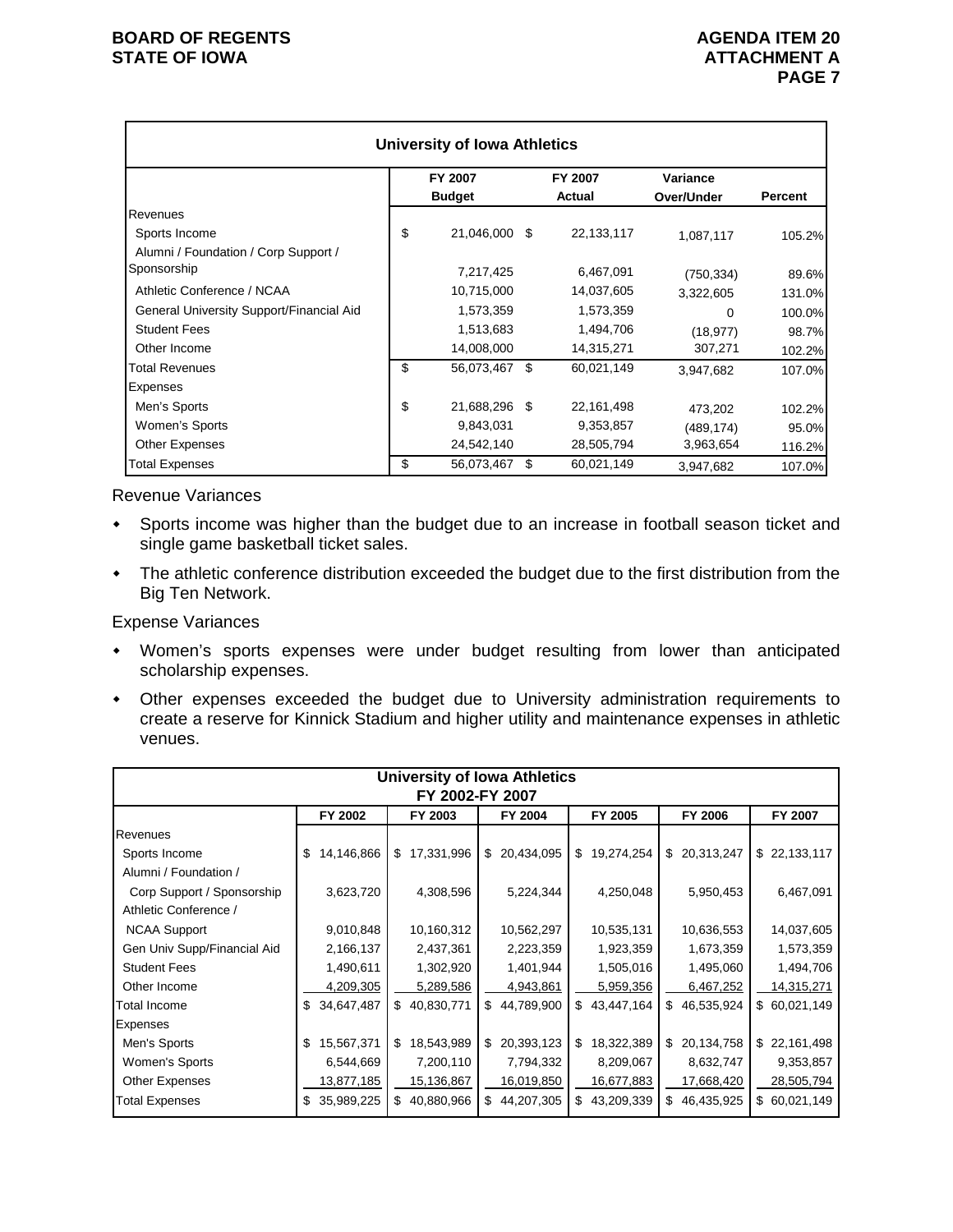| University of Iowa Athletics | | | | |
|---|---|---|---|---|
| | FY 2007 Budget | FY 2007 Actual | Variance Over/Under | Percent |
| Revenues | | | | |
| Sports Income | $ 21,046,000 | $ 22,133,117 | 1,087,117 | 105.2% |
| Alumni / Foundation / Corp Support / Sponsorship | 7,217,425 | 6,467,091 | (750,334) | 89.6% |
| Athletic Conference / NCAA | 10,715,000 | 14,037,605 | 3,322,605 | 131.0% |
| General University Support/Financial Aid | 1,573,359 | 1,573,359 | 0 | 100.0% |
| Student Fees | 1,513,683 | 1,494,706 | (18,977) | 98.7% |
| Other Income | 14,008,000 | 14,315,271 | 307,271 | 102.2% |
| Total Revenues | $ 56,073,467 | $ 60,021,149 | 3,947,682 | 107.0% |
| Expenses | | | | |
| Men's Sports | $ 21,688,296 | $ 22,161,498 | 473,202 | 102.2% |
| Women's Sports | 9,843,031 | 9,353,857 | (489,174) | 95.0% |
| Other Expenses | 24,542,140 | 28,505,794 | 3,963,654 | 116.2% |
| Total Expenses | $ 56,073,467 | $ 60,021,149 | 3,947,682 | 107.0% |

Revenue Variances

- Sports income was higher than the budget due to an increase in football season ticket and single game basketball ticket sales.
- The athletic conference distribution exceeded the budget due to the first distribution from the Big Ten Network.

Expense Variances

- Women's sports expenses were under budget resulting from lower than anticipated scholarship expenses.
- Other expenses exceeded the budget due to University administration requirements to create a reserve for Kinnick Stadium and higher utility and maintenance expenses in athletic venues.

| University of Iowa Athletics FY 2002-FY 2007 | | | | | | |
|---|---|---|---|---|---|---|
| | FY 2002 | FY 2003 | FY 2004 | FY 2005 | FY 2006 | FY 2007 |
| Revenues | | | | | | |
| Sports Income | $ 14,146,866 | $ 17,331,996 | $ 20,434,095 | $ 19,274,254 | $ 20,313,247 | $ 22,133,117 |
| Alumni / Foundation / Corp Support / Sponsorship | 3,623,720 | 4,308,596 | 5,224,344 | 4,250,048 | 5,950,453 | 6,467,091 |
| Athletic Conference / NCAA Support | 9,010,848 | 10,160,312 | 10,562,297 | 10,535,131 | 10,636,553 | 14,037,605 |
| Gen Univ Supp/Financial Aid | 2,166,137 | 2,437,361 | 2,223,359 | 1,923,359 | 1,673,359 | 1,573,359 |
| Student Fees | 1,490,611 | 1,302,920 | 1,401,944 | 1,505,016 | 1,495,060 | 1,494,706 |
| Other Income | 4,209,305 | 5,289,586 | 4,943,861 | 5,959,356 | 6,467,252 | 14,315,271 |
| Total Income | $ 34,647,487 | $ 40,830,771 | $ 44,789,900 | $ 43,447,164 | $ 46,535,924 | $ 60,021,149 |
| Expenses | | | | | | |
| Men's Sports | $ 15,567,371 | $ 18,543,989 | $ 20,393,123 | $ 18,322,389 | $ 20,134,758 | $ 22,161,498 |
| Women's Sports | 6,544,669 | 7,200,110 | 7,794,332 | 8,209,067 | 8,632,747 | 9,353,857 |
| Other Expenses | 13,877,185 | 15,136,867 | 16,019,850 | 16,677,883 | 17,668,420 | 28,505,794 |
| Total Expenses | $ 35,989,225 | $ 40,880,966 | $ 44,207,305 | $ 43,209,339 | $ 46,435,925 | $ 60,021,149 |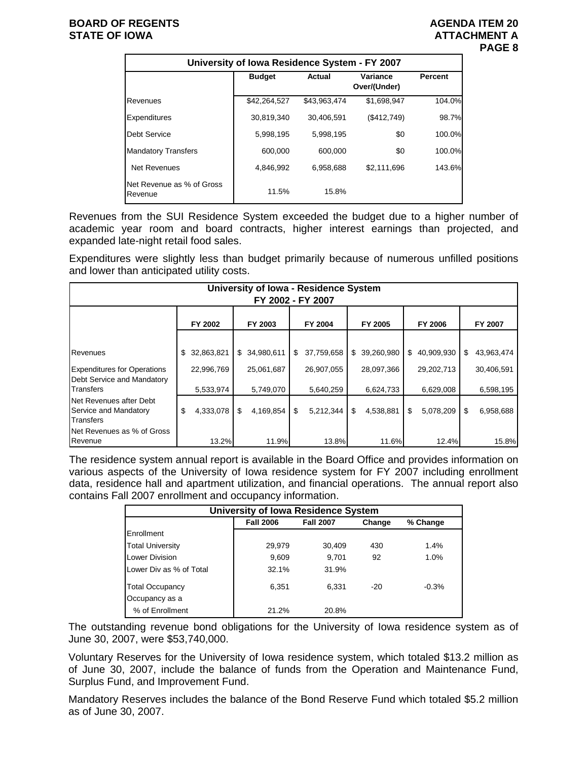| University of Iowa Residence System - FY 2007 | | | | |
|---|---|---|---|---|
| | Budget | Actual | Variance Over/(Under) | Percent |
| Revenues | $42,264,527 | $43,963,474 | $1,698,947 | 104.0% |
| Expenditures | 30,819,340 | 30,406,591 | ($412,749) | 98.7% |
| Debt Service | 5,998,195 | 5,998,195 | $0 | 100.0% |
| Mandatory Transfers | 600,000 | 600,000 | $0 | 100.0% |
| Net Revenues | 4,846,992 | 6,958,688 | $2,111,696 | 143.6% |
| Net Revenue as % of Gross Revenue | 11.5% | 15.8% | | |

Revenues from the SUI Residence System exceeded the budget due to a higher number of academic year room and board contracts, higher interest earnings than projected, and expanded late-night retail food sales.

Expenditures were slightly less than budget primarily because of numerous unfilled positions and lower than anticipated utility costs.

| University of Iowa - Residence System FY 2002 - FY 2007 | | | | | | |
|---|---|---|---|---|---|---|
| | FY 2002 | FY 2003 | FY 2004 | FY 2005 | FY 2006 | FY 2007 |
| Revenues | $ 32,863,821 | $ 34,980,611 | $ 37,759,658 | $ 39,260,980 | $ 40,909,930 | $ 43,963,474 |
| Expenditures for Operations | 22,996,769 | 25,061,687 | 26,907,055 | 28,097,366 | 29,202,713 | 30,406,591 |
| Debt Service and Mandatory Transfers | 5,533,974 | 5,749,070 | 5,640,259 | 6,624,733 | 6,629,008 | 6,598,195 |
| Net Revenues after Debt Service and Mandatory Transfers | $ 4,333,078 | $ 4,169,854 | $ 5,212,344 | $ 4,538,881 | $ 5,078,209 | $ 6,958,688 |
| Net Revenues as % of Gross Revenue | 13.2% | 11.9% | 13.8% | 11.6% | 12.4% | 15.8% |

The residence system annual report is available in the Board Office and provides information on various aspects of the University of Iowa residence system for FY 2007 including enrollment data, residence hall and apartment utilization, and financial operations. The annual report also contains Fall 2007 enrollment and occupancy information.

| University of Iowa Residence System | | | | |
|---|---|---|---|---|
| | Fall 2006 | Fall 2007 | Change | % Change |
| Enrollment | | | | |
| Total University | 29,979 | 30,409 | 430 | 1.4% |
| Lower Division | 9,609 | 9,701 | 92 | 1.0% |
| Lower Div as % of Total | 32.1% | 31.9% | | |
| Total Occupancy | 6,351 | 6,331 | -20 | -0.3% |
| Occupancy as a % of Enrollment | 21.2% | 20.8% | | |

The outstanding revenue bond obligations for the University of Iowa residence system as of June 30, 2007, were $53,740,000.

Voluntary Reserves for the University of Iowa residence system, which totaled $13.2 million as of June 30, 2007, include the balance of funds from the Operation and Maintenance Fund, Surplus Fund, and Improvement Fund.

Mandatory Reserves includes the balance of the Bond Reserve Fund which totaled $5.2 million as of June 30, 2007.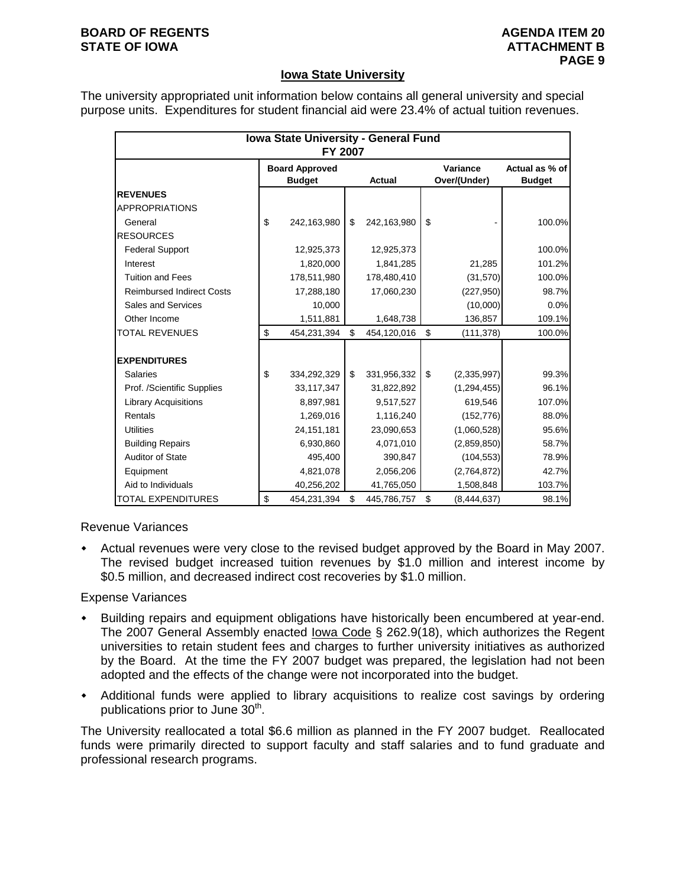## Iowa State University

The university appropriated unit information below contains all general university and special purpose units. Expenditures for student financial aid were 23.4% of actual tuition revenues.

| Iowa State University - General Fund FY 2007 | | | | |
|---|---|---|---|---|
| | Board Approved Budget | Actual | Variance Over/(Under) | Actual as % of Budget |
| **REVENUES** | | | | |
| APPROPRIATIONS | | | | |
| General | $ 242,163,980 | $ 242,163,980 | $ - | 100.0% |
| RESOURCES | | | | |
| Federal Support | 12,925,373 | 12,925,373 | | 100.0% |
| Interest | 1,820,000 | 1,841,285 | 21,285 | 101.2% |
| Tuition and Fees | 178,511,980 | 178,480,410 | (31,570) | 100.0% |
| Reimbursed Indirect Costs | 17,288,180 | 17,060,230 | (227,950) | 98.7% |
| Sales and Services | 10,000 | | (10,000) | 0.0% |
| Other Income | 1,511,881 | 1,648,738 | 136,857 | 109.1% |
| TOTAL REVENUES | $ 454,231,394 | $ 454,120,016 | $ (111,378) | 100.0% |
| | | | | |
| **EXPENDITURES** | | | | |
| Salaries | $ 334,292,329 | $ 331,956,332 | $ (2,335,997) | 99.3% |
| Prof. /Scientific Supplies | 33,117,347 | 31,822,892 | (1,294,455) | 96.1% |
| Library Acquisitions | 8,897,981 | 9,517,527 | 619,546 | 107.0% |
| Rentals | 1,269,016 | 1,116,240 | (152,776) | 88.0% |
| Utilities | 24,151,181 | 23,090,653 | (1,060,528) | 95.6% |
| Building Repairs | 6,930,860 | 4,071,010 | (2,859,850) | 58.7% |
| Auditor of State | 495,400 | 390,847 | (104,553) | 78.9% |
| Equipment | 4,821,078 | 2,056,206 | (2,764,872) | 42.7% |
| Aid to Individuals | 40,256,202 | 41,765,050 | 1,508,848 | 103.7% |
| TOTAL EXPENDITURES | $ 454,231,394 | $ 445,786,757 | $ (8,444,637) | 98.1% |

Revenue Variances

- Actual revenues were very close to the revised budget approved by the Board in May 2007. The revised budget increased tuition revenues by $1.0 million and interest income by $0.5 million, and decreased indirect cost recoveries by $1.0 million.

Expense Variances

- Building repairs and equipment obligations have historically been encumbered at year-end. The 2007 General Assembly enacted Iowa Code § 262.9(18), which authorizes the Regent universities to retain student fees and charges to further university initiatives as authorized by the Board. At the time the FY 2007 budget was prepared, the legislation had not been adopted and the effects of the change were not incorporated into the budget.
- Additional funds were applied to library acquisitions to realize cost savings by ordering publications prior to June 30th.

The University reallocated a total $6.6 million as planned in the FY 2007 budget. Reallocated funds were primarily directed to support faculty and staff salaries and to fund graduate and professional research programs.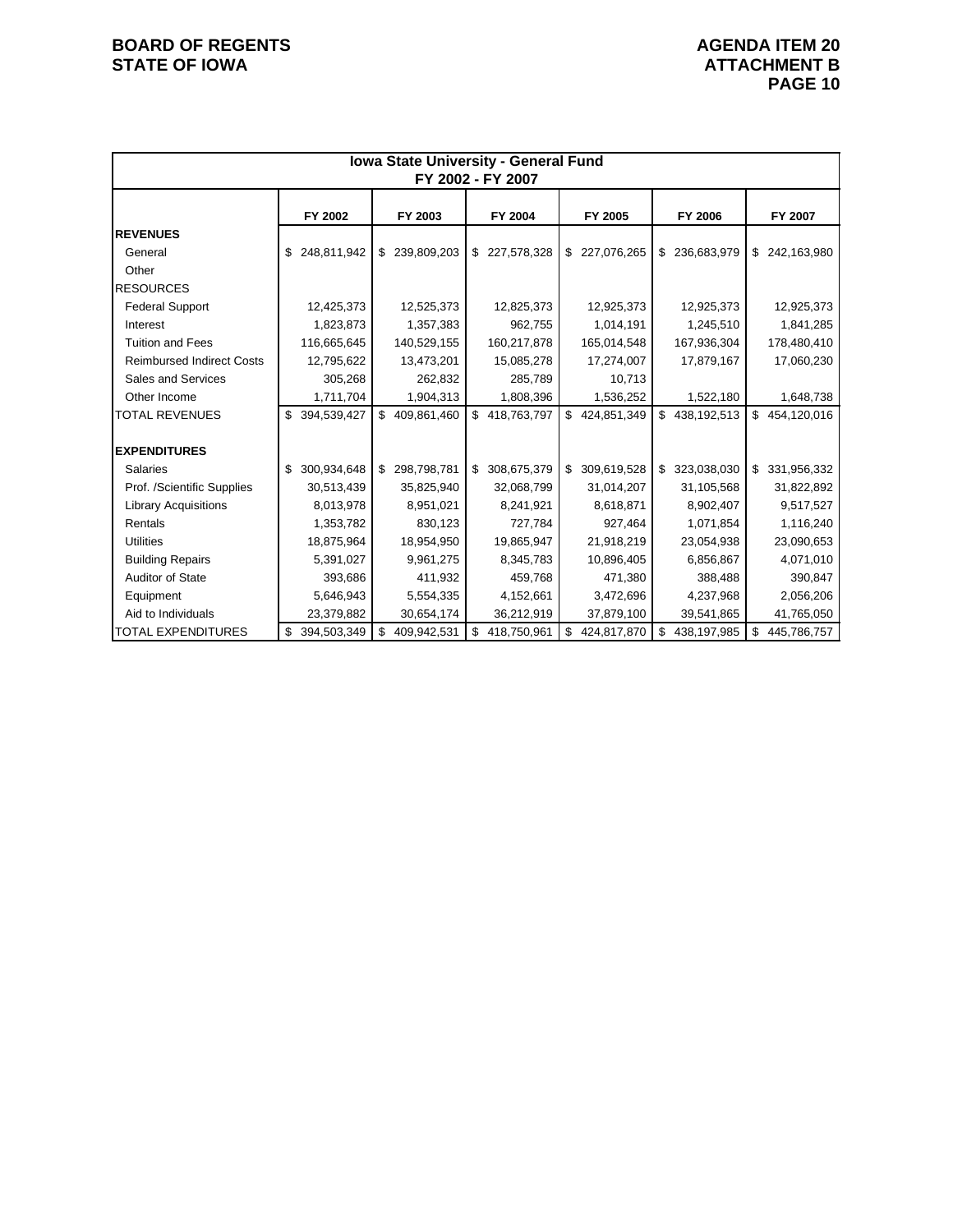**BOARD OF REGENTS**
**STATE OF IOWA**

**AGENDA ITEM 20**
**ATTACHMENT B**
**PAGE 10**

| **Iowa State University - General Fund FY 2002 - FY 2007** | | | | | | |
|---|---|---|---|---|---|---|
| | **FY 2002** | **FY 2003** | **FY 2004** | **FY 2005** | **FY 2006** | **FY 2007** |
| **REVENUES** | | | | | | |
| General | $ 248,811,942 | $ 239,809,203 | $ 227,578,328 | $ 227,076,265 | $ 236,683,979 | $ 242,163,980 |
| Other | | | | | | |
| RESOURCES | | | | | | |
| Federal Support | 12,425,373 | 12,525,373 | 12,825,373 | 12,925,373 | 12,925,373 | 12,925,373 |
| Interest | 1,823,873 | 1,357,383 | 962,755 | 1,014,191 | 1,245,510 | 1,841,285 |
| Tuition and Fees | 116,665,645 | 140,529,155 | 160,217,878 | 165,014,548 | 167,936,304 | 178,480,410 |
| Reimbursed Indirect Costs | 12,795,622 | 13,473,201 | 15,085,278 | 17,274,007 | 17,879,167 | 17,060,230 |
| Sales and Services | 305,268 | 262,832 | 285,789 | 10,713 | | |
| Other Income | 1,711,704 | 1,904,313 | 1,808,396 | 1,536,252 | 1,522,180 | 1,648,738 |
| TOTAL REVENUES | $ 394,539,427 | $ 409,861,460 | $ 418,763,797 | $ 424,851,349 | $ 438,192,513 | $ 454,120,016 |
| | | | | | | |
| **EXPENDITURES** | | | | | | |
| Salaries | $ 300,934,648 | $ 298,798,781 | $ 308,675,379 | $ 309,619,528 | $ 323,038,030 | $ 331,956,332 |
| Prof. /Scientific Supplies | 30,513,439 | 35,825,940 | 32,068,799 | 31,014,207 | 31,105,568 | 31,822,892 |
| Library Acquisitions | 8,013,978 | 8,951,021 | 8,241,921 | 8,618,871 | 8,902,407 | 9,517,527 |
| Rentals | 1,353,782 | 830,123 | 727,784 | 927,464 | 1,071,854 | 1,116,240 |
| Utilities | 18,875,964 | 18,954,950 | 19,865,947 | 21,918,219 | 23,054,938 | 23,090,653 |
| Building Repairs | 5,391,027 | 9,961,275 | 8,345,783 | 10,896,405 | 6,856,867 | 4,071,010 |
| Auditor of State | 393,686 | 411,932 | 459,768 | 471,380 | 388,488 | 390,847 |
| Equipment | 5,646,943 | 5,554,335 | 4,152,661 | 3,472,696 | 4,237,968 | 2,056,206 |
| Aid to Individuals | 23,379,882 | 30,654,174 | 36,212,919 | 37,879,100 | 39,541,865 | 41,765,050 |
| TOTAL EXPENDITURES | $ 394,503,349 | $ 409,942,531 | $ 418,750,961 | $ 424,817,870 | $ 438,197,985 | $ 445,786,757 |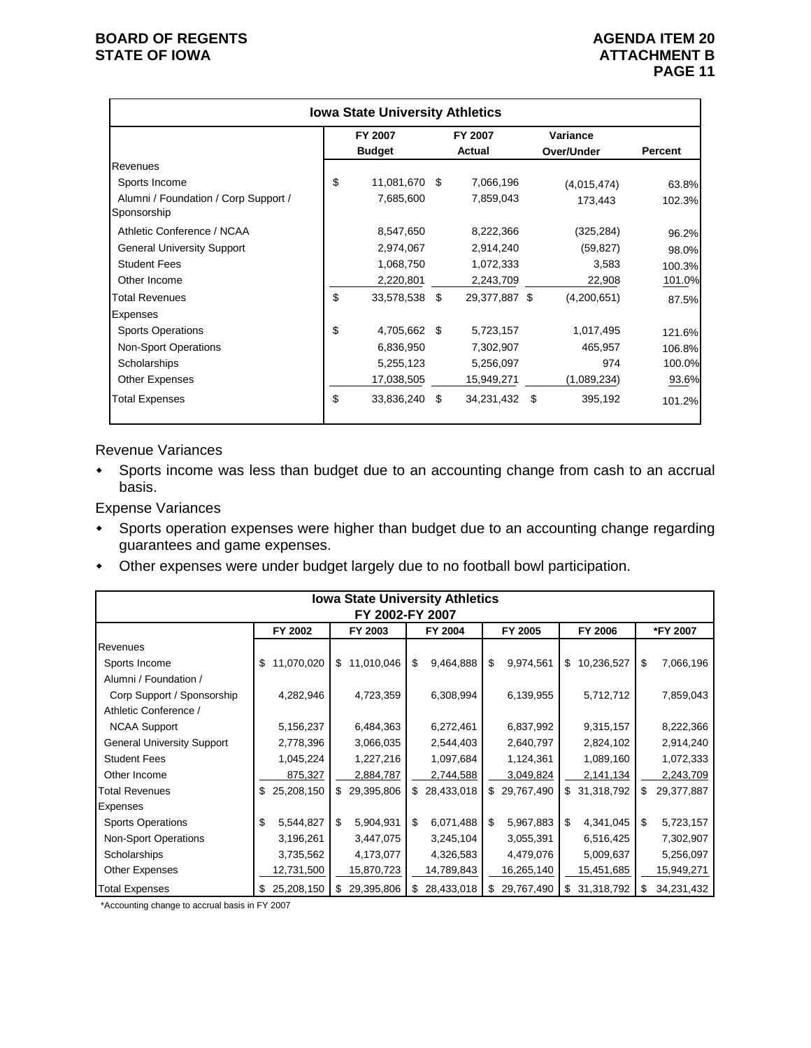| Iowa State University Athletics | | | | |
|---|---|---|---|---|
| | FY 2007 Budget | FY 2007 Actual | Variance Over/Under | Percent |
| Revenues | | | | |
| Sports Income | $ 11,081,670 | $ 7,066,196 | (4,015,474) | 63.8% |
| Alumni / Foundation / Corp Support / Sponsorship | 7,685,600 | 7,859,043 | 173,443 | 102.3% |
| Athletic Conference / NCAA | 8,547,650 | 8,222,366 | (325,284) | 96.2% |
| General University Support | 2,974,067 | 2,914,240 | (59,827) | 98.0% |
| Student Fees | 1,068,750 | 1,072,333 | 3,583 | 100.3% |
| Other Income | 2,220,801 | 2,243,709 | 22,908 | 101.0% |
| Total Revenues | $ 33,578,538 | $ 29,377,887 | $ (4,200,651) | 87.5% |
| Expenses | | | | |
| Sports Operations | $ 4,705,662 | $ 5,723,157 | 1,017,495 | 121.6% |
| Non-Sport Operations | 6,836,950 | 7,302,907 | 465,957 | 106.8% |
| Scholarships | 5,255,123 | 5,256,097 | 974 | 100.0% |
| Other Expenses | 17,038,505 | 15,949,271 | (1,089,234) | 93.6% |
| Total Expenses | $ 33,836,240 | $ 34,231,432 | $ 395,192 | 101.2% |

Revenue Variances

- Sports income was less than budget due to an accounting change from cash to an accrual basis.

Expense Variances

- Sports operation expenses were higher than budget due to an accounting change regarding guarantees and game expenses.
- Other expenses were under budget largely due to no football bowl participation.

| Iowa State University Athletics FY 2002-FY 2007 | | | | | | |
|---|---|---|---|---|---|---|
| | FY 2002 | FY 2003 | FY 2004 | FY 2005 | FY 2006 | *FY 2007 |
| Revenues | | | | | | |
| Sports Income | $ 11,070,020 | $ 11,010,046 | $ 9,464,888 | $ 9,974,561 | $ 10,236,527 | $ 7,066,196 |
| Alumni / Foundation / Corp Support / Sponsorship | 4,282,946 | 4,723,359 | 6,308,994 | 6,139,955 | 5,712,712 | 7,859,043 |
| Athletic Conference / NCAA Support | 5,156,237 | 6,484,363 | 6,272,461 | 6,837,992 | 9,315,157 | 8,222,366 |
| General University Support | 2,778,396 | 3,066,035 | 2,544,403 | 2,640,797 | 2,824,102 | 2,914,240 |
| Student Fees | 1,045,224 | 1,227,216 | 1,097,684 | 1,124,361 | 1,089,160 | 1,072,333 |
| Other Income | 875,327 | 2,884,787 | 2,744,588 | 3,049,824 | 2,141,134 | 2,243,709 |
| Total Revenues | $ 25,208,150 | $ 29,395,806 | $ 28,433,018 | $ 29,767,490 | $ 31,318,792 | $ 29,377,887 |
| Expenses | | | | | | |
| Sports Operations | $ 5,544,827 | $ 5,904,931 | $ 6,071,488 | $ 5,967,883 | $ 4,341,045 | $ 5,723,157 |
| Non-Sport Operations | 3,196,261 | 3,447,075 | 3,245,104 | 3,055,391 | 6,516,425 | 7,302,907 |
| Scholarships | 3,735,562 | 4,173,077 | 4,326,583 | 4,479,076 | 5,009,637 | 5,256,097 |
| Other Expenses | 12,731,500 | 15,870,723 | 14,789,843 | 16,265,140 | 15,451,685 | 15,949,271 |
| Total Expenses | $ 25,208,150 | $ 29,395,806 | $ 28,433,018 | $ 29,767,490 | $ 31,318,792 | $ 34,231,432 |

*Accounting change to accrual basis in FY 2007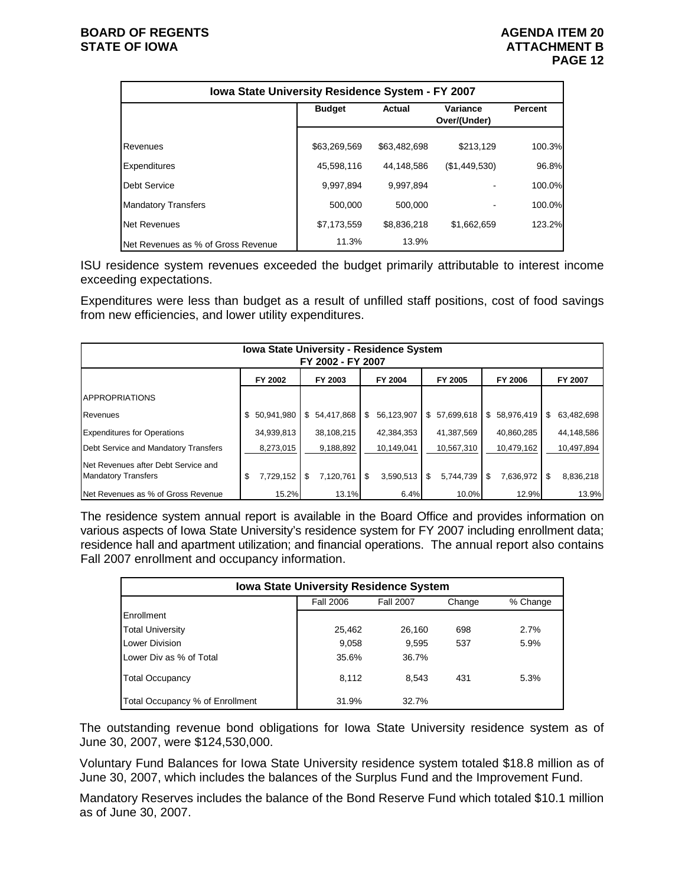| Iowa State University Residence System - FY 2007 | | | | |
|---|---|---|---|---|
| | Budget | Actual | Variance Over/(Under) | Percent |
| Revenues | $63,269,569 | $63,482,698 | $213,129 | 100.3% |
| Expenditures | 45,598,116 | 44,148,586 | ($1,449,530) | 96.8% |
| Debt Service | 9,997,894 | 9,997,894 | - | 100.0% |
| Mandatory Transfers | 500,000 | 500,000 | - | 100.0% |
| Net Revenues | $7,173,559 | $8,836,218 | $1,662,659 | 123.2% |
| Net Revenues as % of Gross Revenue | 11.3% | 13.9% | | |

ISU residence system revenues exceeded the budget primarily attributable to interest income exceeding expectations.

Expenditures were less than budget as a result of unfilled staff positions, cost of food savings from new efficiencies, and lower utility expenditures.

| Iowa State University - Residence System FY 2002 - FY 2007 | | | | | | |
|---|---|---|---|---|---|---|
| | FY 2002 | FY 2003 | FY 2004 | FY 2005 | FY 2006 | FY 2007 |
| APPROPRIATIONS | | | | | | |
| Revenues | $ 50,941,980 | $ 54,417,868 | $ 56,123,907 | $ 57,699,618 | $ 58,976,419 | $ 63,482,698 |
| Expenditures for Operations | 34,939,813 | 38,108,215 | 42,384,353 | 41,387,569 | 40,860,285 | 44,148,586 |
| Debt Service and Mandatory Transfers | 8,273,015 | 9,188,892 | 10,149,041 | 10,567,310 | 10,479,162 | 10,497,894 |
| Net Revenues after Debt Service and Mandatory Transfers | $ 7,729,152 | $ 7,120,761 | $ 3,590,513 | $ 5,744,739 | $ 7,636,972 | $ 8,836,218 |
| Net Revenues as % of Gross Revenue | 15.2% | 13.1% | 6.4% | 10.0% | 12.9% | 13.9% |

The residence system annual report is available in the Board Office and provides information on various aspects of Iowa State University's residence system for FY 2007 including enrollment data; residence hall and apartment utilization; and financial operations. The annual report also contains Fall 2007 enrollment and occupancy information.

| Iowa State University Residence System | | | | |
|---|---|---|---|---|
| | Fall 2006 | Fall 2007 | Change | % Change |
| Enrollment | | | | |
| Total University | 25,462 | 26,160 | 698 | 2.7% |
| Lower Division | 9,058 | 9,595 | 537 | 5.9% |
| Lower Div as % of Total | 35.6% | 36.7% | | |
| Total Occupancy | 8,112 | 8,543 | 431 | 5.3% |
| Total Occupancy % of Enrollment | 31.9% | 32.7% | | |

The outstanding revenue bond obligations for Iowa State University residence system as of June 30, 2007, were $124,530,000.

Voluntary Fund Balances for Iowa State University residence system totaled $18.8 million as of June 30, 2007, which includes the balances of the Surplus Fund and the Improvement Fund.

Mandatory Reserves includes the balance of the Bond Reserve Fund which totaled $10.1 million as of June 30, 2007.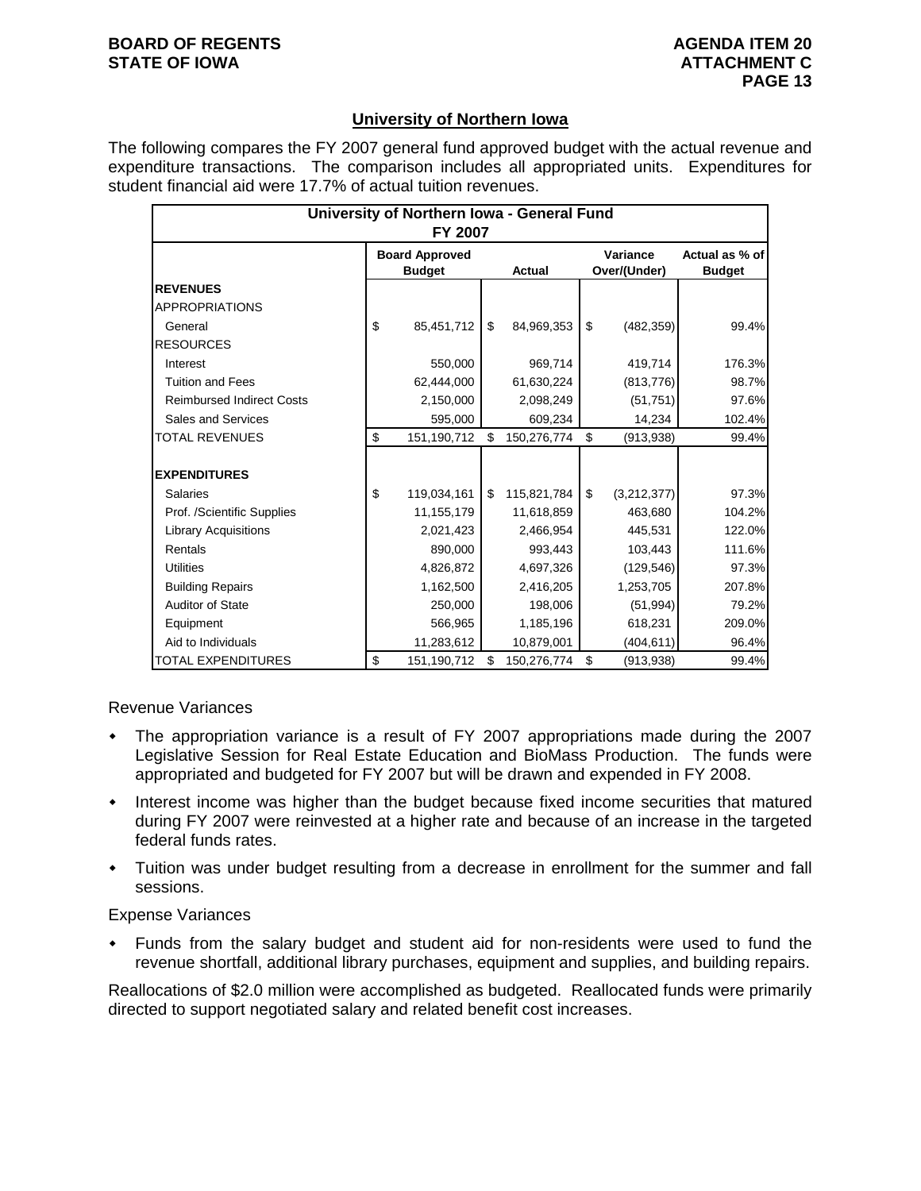## University of Northern Iowa

The following compares the FY 2007 general fund approved budget with the actual revenue and expenditure transactions. The comparison includes all appropriated units. Expenditures for student financial aid were 17.7% of actual tuition revenues.

| University of Northern Iowa - General Fund FY 2007 | | | | |
|---|---|---|---|---|
| | Board Approved Budget | Actual | Variance Over/(Under) | Actual as % of Budget |
| **REVENUES** | | | | |
| APPROPRIATIONS | | | | |
| General | $ 85,451,712 | $ 84,969,353 | $ (482,359) | 99.4% |
| RESOURCES | | | | |
| Interest | 550,000 | 969,714 | 419,714 | 176.3% |
| Tuition and Fees | 62,444,000 | 61,630,224 | (813,776) | 98.7% |
| Reimbursed Indirect Costs | 2,150,000 | 2,098,249 | (51,751) | 97.6% |
| Sales and Services | 595,000 | 609,234 | 14,234 | 102.4% |
| TOTAL REVENUES | $ 151,190,712 | $ 150,276,774 | $ (913,938) | 99.4% |
| **EXPENDITURES** | | | | |
| Salaries | $ 119,034,161 | $ 115,821,784 | $ (3,212,377) | 97.3% |
| Prof. /Scientific Supplies | 11,155,179 | 11,618,859 | 463,680 | 104.2% |
| Library Acquisitions | 2,021,423 | 2,466,954 | 445,531 | 122.0% |
| Rentals | 890,000 | 993,443 | 103,443 | 111.6% |
| Utilities | 4,826,872 | 4,697,326 | (129,546) | 97.3% |
| Building Repairs | 1,162,500 | 2,416,205 | 1,253,705 | 207.8% |
| Auditor of State | 250,000 | 198,006 | (51,994) | 79.2% |
| Equipment | 566,965 | 1,185,196 | 618,231 | 209.0% |
| Aid to Individuals | 11,283,612 | 10,879,001 | (404,611) | 96.4% |
| TOTAL EXPENDITURES | $ 151,190,712 | $ 150,276,774 | $ (913,938) | 99.4% |

Revenue Variances

- The appropriation variance is a result of FY 2007 appropriations made during the 2007 Legislative Session for Real Estate Education and BioMass Production. The funds were appropriated and budgeted for FY 2007 but will be drawn and expended in FY 2008.
- Interest income was higher than the budget because fixed income securities that matured during FY 2007 were reinvested at a higher rate and because of an increase in the targeted federal funds rates.
- Tuition was under budget resulting from a decrease in enrollment for the summer and fall sessions.

Expense Variances

- Funds from the salary budget and student aid for non-residents were used to fund the revenue shortfall, additional library purchases, equipment and supplies, and building repairs.

Reallocations of $2.0 million were accomplished as budgeted. Reallocated funds were primarily directed to support negotiated salary and related benefit cost increases.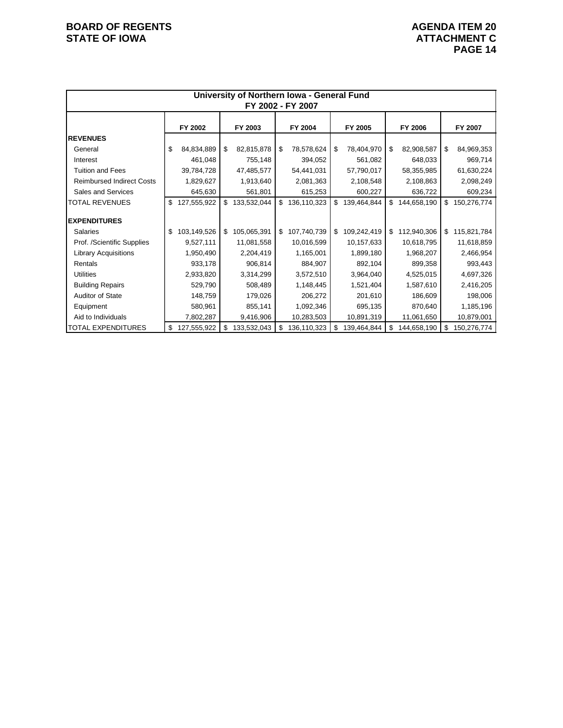| University of Northern Iowa - General Fund FY 2002 - FY 2007 | | | | | | |
|---|---|---|---|---|---|---|
| | FY 2002 | FY 2003 | FY 2004 | FY 2005 | FY 2006 | FY 2007 |
| **REVENUES** | | | | | | |
| General | $ 84,834,889 | $ 82,815,878 | $ 78,578,624 | $ 78,404,970 | $ 82,908,587 | $ 84,969,353 |
| Interest | 461,048 | 755,148 | 394,052 | 561,082 | 648,033 | 969,714 |
| Tuition and Fees | 39,784,728 | 47,485,577 | 54,441,031 | 57,790,017 | 58,355,985 | 61,630,224 |
| Reimbursed Indirect Costs | 1,829,627 | 1,913,640 | 2,081,363 | 2,108,548 | 2,108,863 | 2,098,249 |
| Sales and Services | 645,630 | 561,801 | 615,253 | 600,227 | 636,722 | 609,234 |
| TOTAL REVENUES | $ 127,555,922 | $ 133,532,044 | $ 136,110,323 | $ 139,464,844 | $ 144,658,190 | $ 150,276,774 |
| **EXPENDITURES** | | | | | | |
| Salaries | $ 103,149,526 | $ 105,065,391 | $ 107,740,739 | $ 109,242,419 | $ 112,940,306 | $ 115,821,784 |
| Prof. /Scientific Supplies | 9,527,111 | 11,081,558 | 10,016,599 | 10,157,633 | 10,618,795 | 11,618,859 |
| Library Acquisitions | 1,950,490 | 2,204,419 | 1,165,001 | 1,899,180 | 1,968,207 | 2,466,954 |
| Rentals | 933,178 | 906,814 | 884,907 | 892,104 | 899,358 | 993,443 |
| Utilities | 2,933,820 | 3,314,299 | 3,572,510 | 3,964,040 | 4,525,015 | 4,697,326 |
| Building Repairs | 529,790 | 508,489 | 1,148,445 | 1,521,404 | 1,587,610 | 2,416,205 |
| Auditor of State | 148,759 | 179,026 | 206,272 | 201,610 | 186,609 | 198,006 |
| Equipment | 580,961 | 855,141 | 1,092,346 | 695,135 | 870,640 | 1,185,196 |
| Aid to Individuals | 7,802,287 | 9,416,906 | 10,283,503 | 10,891,319 | 11,061,650 | 10,879,001 |
| TOTAL EXPENDITURES | $ 127,555,922 | $ 133,532,043 | $ 136,110,323 | $ 139,464,844 | $ 144,658,190 | $ 150,276,774 |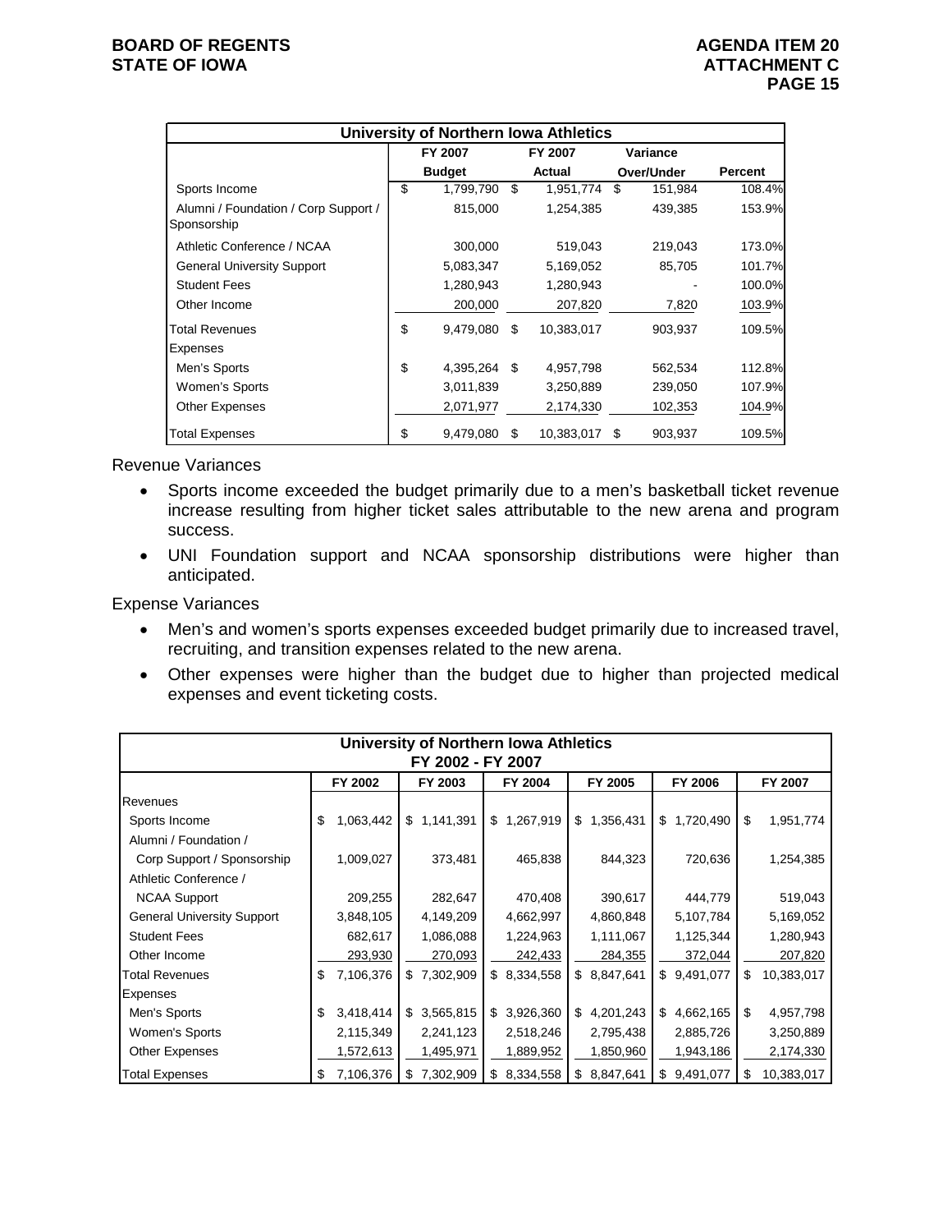| University of Northern Iowa Athletics | | | | |
|---|---|---|---|---|
| | FY 2007 Budget | FY 2007 Actual | Variance Over/Under | Percent |
| Sports Income | $ 1,799,790 | $ 1,951,774 | $ 151,984 | 108.4% |
| Alumni / Foundation / Corp Support / Sponsorship | 815,000 | 1,254,385 | 439,385 | 153.9% |
| Athletic Conference / NCAA | 300,000 | 519,043 | 219,043 | 173.0% |
| General University Support | 5,083,347 | 5,169,052 | 85,705 | 101.7% |
| Student Fees | 1,280,943 | 1,280,943 | - | 100.0% |
| Other Income | 200,000 | 207,820 | 7,820 | 103.9% |
| Total Revenues | $ 9,479,080 | $ 10,383,017 | 903,937 | 109.5% |
| Expenses | | | | |
| Men's Sports | $ 4,395,264 | $ 4,957,798 | 562,534 | 112.8% |
| Women's Sports | 3,011,839 | 3,250,889 | 239,050 | 107.9% |
| Other Expenses | 2,071,977 | 2,174,330 | 102,353 | 104.9% |
| Total Expenses | $ 9,479,080 | $ 10,383,017 | $ 903,937 | 109.5% |

Revenue Variances

- Sports income exceeded the budget primarily due to a men's basketball ticket revenue increase resulting from higher ticket sales attributable to the new arena and program success.
- UNI Foundation support and NCAA sponsorship distributions were higher than anticipated.

Expense Variances

- Men's and women's sports expenses exceeded budget primarily due to increased travel, recruiting, and transition expenses related to the new arena.
- Other expenses were higher than the budget due to higher than projected medical expenses and event ticketing costs.

| University of Northern Iowa Athletics FY 2002 - FY 2007 | | | | | | |
|---|---|---|---|---|---|---|
| | FY 2002 | FY 2003 | FY 2004 | FY 2005 | FY 2006 | FY 2007 |
| Revenues | | | | | | |
| Sports Income | $ 1,063,442 | $ 1,141,391 | $ 1,267,919 | $ 1,356,431 | $ 1,720,490 | $ 1,951,774 |
| Alumni / Foundation / Corp Support / Sponsorship | 1,009,027 | 373,481 | 465,838 | 844,323 | 720,636 | 1,254,385 |
| Athletic Conference / NCAA Support | 209,255 | 282,647 | 470,408 | 390,617 | 444,779 | 519,043 |
| General University Support | 3,848,105 | 4,149,209 | 4,662,997 | 4,860,848 | 5,107,784 | 5,169,052 |
| Student Fees | 682,617 | 1,086,088 | 1,224,963 | 1,111,067 | 1,125,344 | 1,280,943 |
| Other Income | 293,930 | 270,093 | 242,433 | 284,355 | 372,044 | 207,820 |
| Total Revenues | $ 7,106,376 | $ 7,302,909 | $ 8,334,558 | $ 8,847,641 | $ 9,491,077 | $ 10,383,017 |
| Expenses | | | | | | |
| Men's Sports | $ 3,418,414 | $ 3,565,815 | $ 3,926,360 | $ 4,201,243 | $ 4,662,165 | $ 4,957,798 |
| Women's Sports | 2,115,349 | 2,241,123 | 2,518,246 | 2,795,438 | 2,885,726 | 3,250,889 |
| Other Expenses | 1,572,613 | 1,495,971 | 1,889,952 | 1,850,960 | 1,943,186 | 2,174,330 |
| Total Expenses | $ 7,106,376 | $ 7,302,909 | $ 8,334,558 | $ 8,847,641 | $ 9,491,077 | $ 10,383,017 |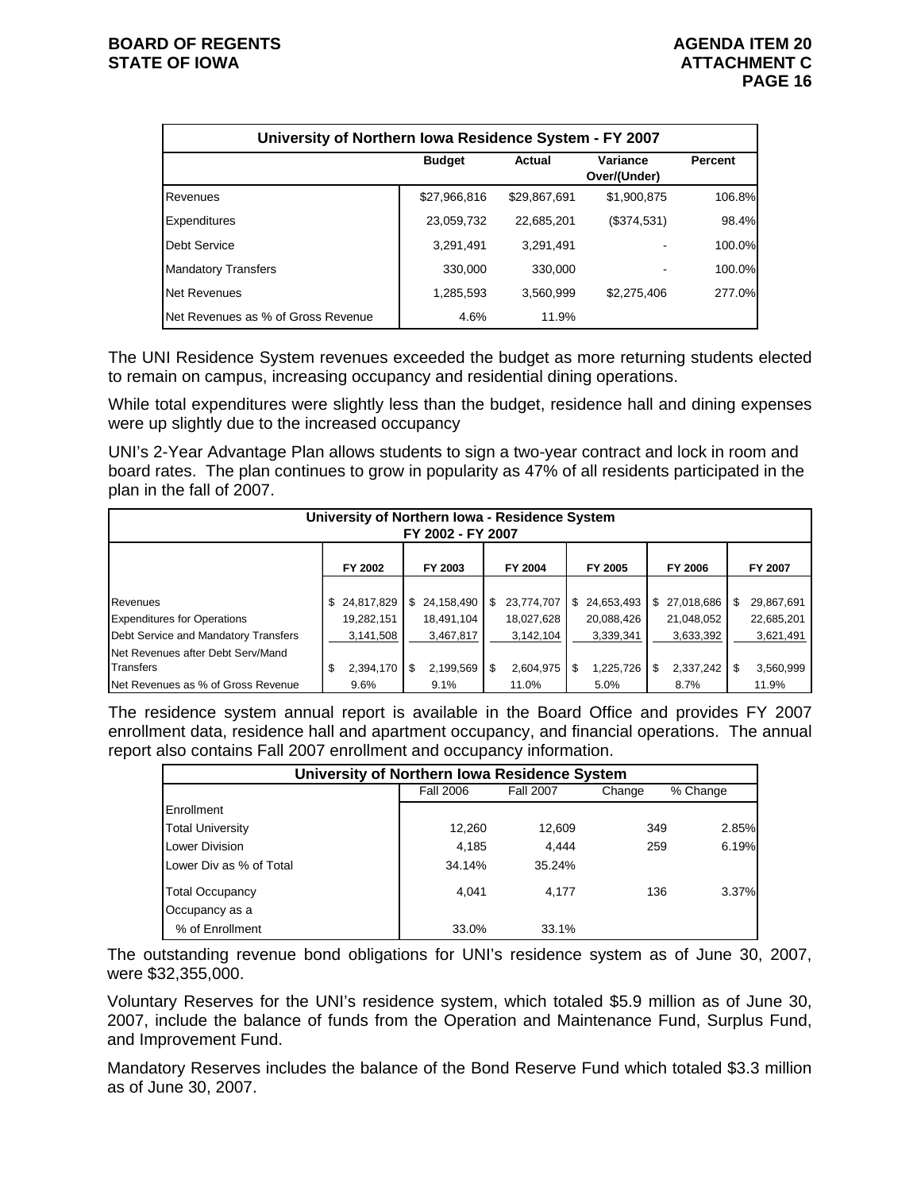| University of Northern Iowa Residence System - FY 2007 | | | | |
|---|---|---|---|---|
| | Budget | Actual | Variance Over/(Under) | Percent |
| Revenues | $27,966,816 | $29,867,691 | $1,900,875 | 106.8% |
| Expenditures | 23,059,732 | 22,685,201 | ($374,531) | 98.4% |
| Debt Service | 3,291,491 | 3,291,491 | - | 100.0% |
| Mandatory Transfers | 330,000 | 330,000 | - | 100.0% |
| Net Revenues | 1,285,593 | 3,560,999 | $2,275,406 | 277.0% |
| Net Revenues as % of Gross Revenue | 4.6% | 11.9% | | |

The UNI Residence System revenues exceeded the budget as more returning students elected to remain on campus, increasing occupancy and residential dining operations.

While total expenditures were slightly less than the budget, residence hall and dining expenses were up slightly due to the increased occupancy

UNI's 2-Year Advantage Plan allows students to sign a two-year contract and lock in room and board rates. The plan continues to grow in popularity as 47% of all residents participated in the plan in the fall of 2007.

| University of Northern Iowa - Residence System FY 2002 - FY 2007 | | | | | | |
|---|---|---|---|---|---|---|
| | FY 2002 | FY 2003 | FY 2004 | FY 2005 | FY 2006 | FY 2007 |
| Revenues | $ 24,817,829 | $ 24,158,490 | $ 23,774,707 | $ 24,653,493 | $ 27,018,686 | $ 29,867,691 |
| Expenditures for Operations | 19,282,151 | 18,491,104 | 18,027,628 | 20,088,426 | 21,048,052 | 22,685,201 |
| Debt Service and Mandatory Transfers | 3,141,508 | 3,467,817 | 3,142,104 | 3,339,341 | 3,633,392 | 3,621,491 |
| Net Revenues after Debt Serv/Mand Transfers | $ 2,394,170 | $ 2,199,569 | $ 2,604,975 | $ 1,225,726 | $ 2,337,242 | $ 3,560,999 |
| Net Revenues as % of Gross Revenue | 9.6% | 9.1% | 11.0% | 5.0% | 8.7% | 11.9% |

The residence system annual report is available in the Board Office and provides FY 2007 enrollment data, residence hall and apartment occupancy, and financial operations. The annual report also contains Fall 2007 enrollment and occupancy information.

| University of Northern Iowa Residence System | | | | |
|---|---|---|---|---|
| | Fall 2006 | Fall 2007 | Change | % Change |
| Enrollment | | | | |
| Total University | 12,260 | 12,609 | 349 | 2.85% |
| Lower Division | 4,185 | 4,444 | 259 | 6.19% |
| Lower Div as % of Total | 34.14% | 35.24% | | |
| Total Occupancy | 4,041 | 4,177 | 136 | 3.37% |
| Occupancy as a % of Enrollment | 33.0% | 33.1% | | |

The outstanding revenue bond obligations for UNI's residence system as of June 30, 2007, were $32,355,000.

Voluntary Reserves for the UNI's residence system, which totaled $5.9 million as of June 30, 2007, include the balance of funds from the Operation and Maintenance Fund, Surplus Fund, and Improvement Fund.

Mandatory Reserves includes the balance of the Bond Reserve Fund which totaled $3.3 million as of June 30, 2007.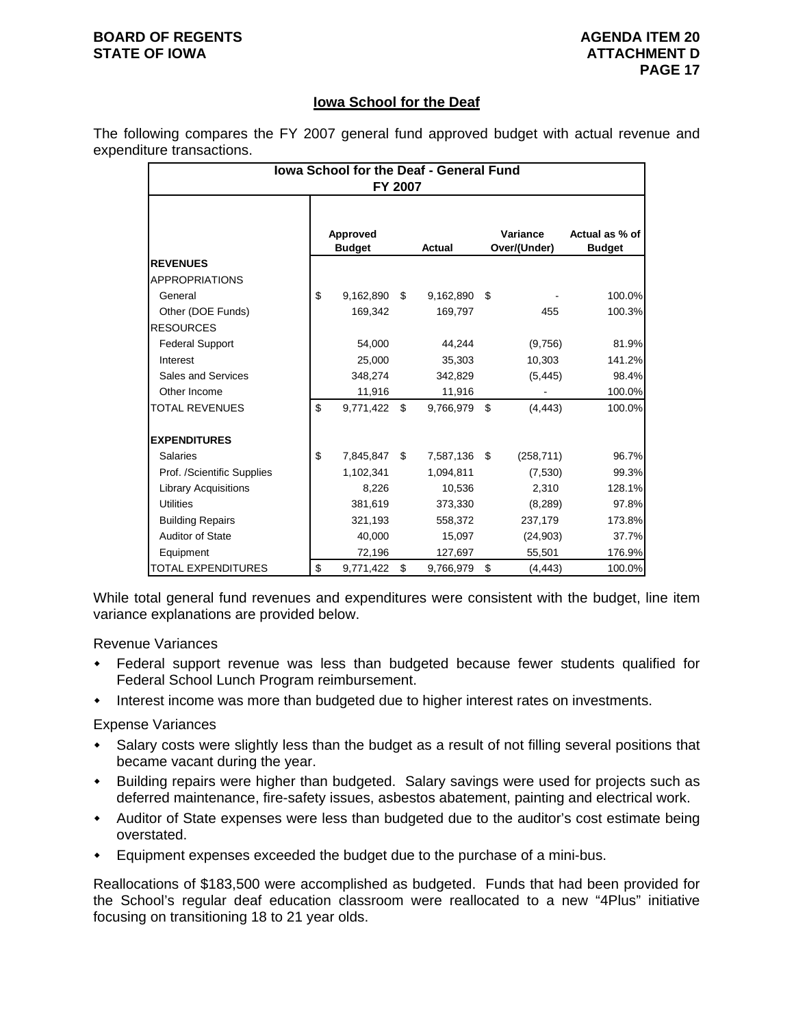## Iowa School for the Deaf

The following compares the FY 2007 general fund approved budget with actual revenue and expenditure transactions.

| Iowa School for the Deaf - General Fund FY 2007 | Approved Budget | Actual | Variance Over/(Under) | Actual as % of Budget |
|---|---|---|---|---|
| **REVENUES** | | | | |
| APPROPRIATIONS | | | | |
| General | $ 9,162,890 | $ 9,162,890 | $ - | 100.0% |
| Other (DOE Funds) | 169,342 | 169,797 | 455 | 100.3% |
| RESOURCES | | | | |
| Federal Support | 54,000 | 44,244 | (9,756) | 81.9% |
| Interest | 25,000 | 35,303 | 10,303 | 141.2% |
| Sales and Services | 348,274 | 342,829 | (5,445) | 98.4% |
| Other Income | 11,916 | 11,916 | - | 100.0% |
| TOTAL REVENUES | $ 9,771,422 | $ 9,766,979 | $ (4,443) | 100.0% |
| **EXPENDITURES** | | | | |
| Salaries | $ 7,845,847 | $ 7,587,136 | $ (258,711) | 96.7% |
| Prof. /Scientific Supplies | 1,102,341 | 1,094,811 | (7,530) | 99.3% |
| Library Acquisitions | 8,226 | 10,536 | 2,310 | 128.1% |
| Utilities | 381,619 | 373,330 | (8,289) | 97.8% |
| Building Repairs | 321,193 | 558,372 | 237,179 | 173.8% |
| Auditor of State | 40,000 | 15,097 | (24,903) | 37.7% |
| Equipment | 72,196 | 127,697 | 55,501 | 176.9% |
| TOTAL EXPENDITURES | $ 9,771,422 | $ 9,766,979 | $ (4,443) | 100.0% |

While total general fund revenues and expenditures were consistent with the budget, line item variance explanations are provided below.

Revenue Variances

- Federal support revenue was less than budgeted because fewer students qualified for Federal School Lunch Program reimbursement.
- Interest income was more than budgeted due to higher interest rates on investments.

Expense Variances

- Salary costs were slightly less than the budget as a result of not filling several positions that became vacant during the year.
- Building repairs were higher than budgeted. Salary savings were used for projects such as deferred maintenance, fire-safety issues, asbestos abatement, painting and electrical work.
- Auditor of State expenses were less than budgeted due to the auditor's cost estimate being overstated.
- Equipment expenses exceeded the budget due to the purchase of a mini-bus.

Reallocations of $183,500 were accomplished as budgeted. Funds that had been provided for the School's regular deaf education classroom were reallocated to a new "4Plus" initiative focusing on transitioning 18 to 21 year olds.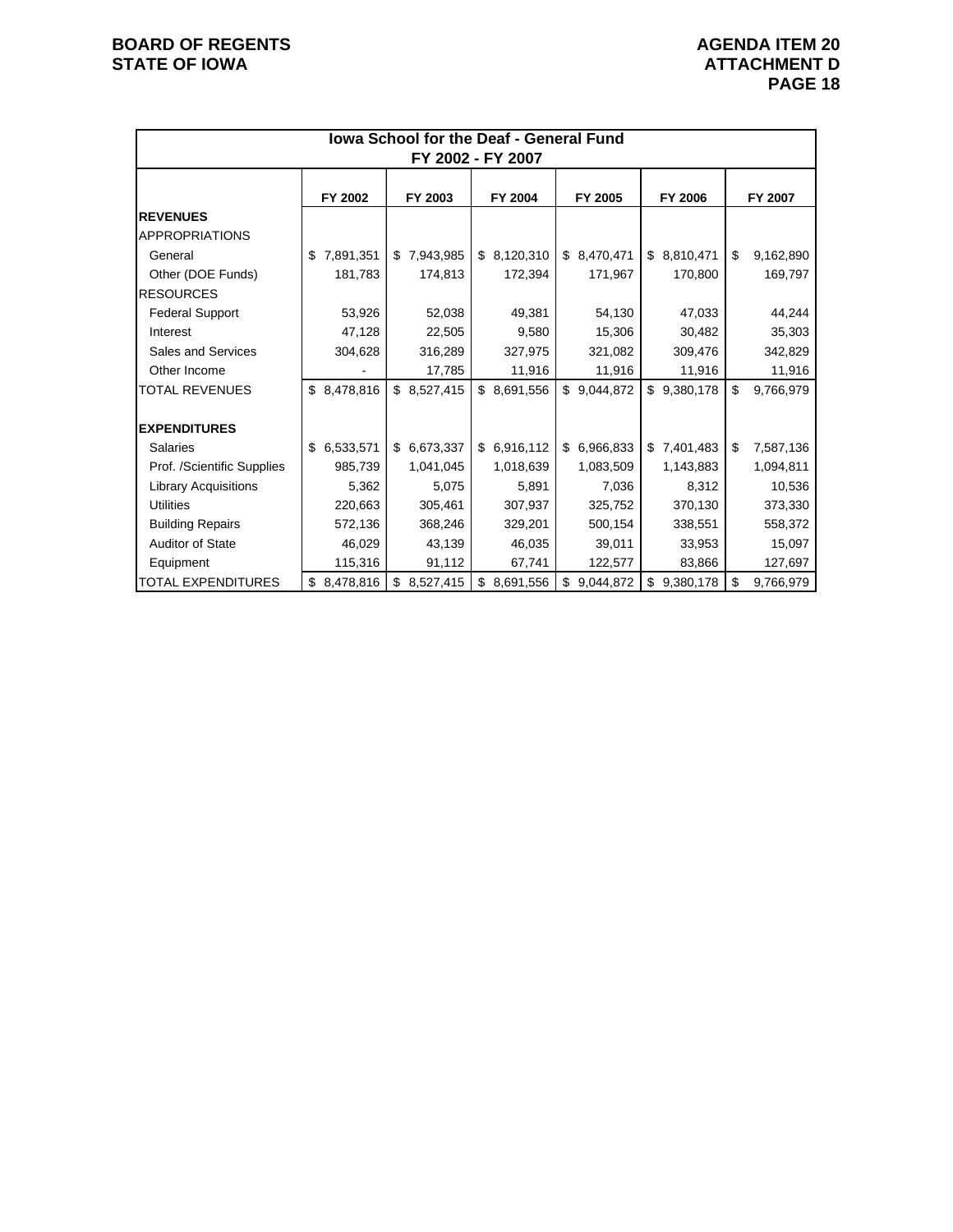| Iowa School for the Deaf - General Fund FY 2002 - FY 2007 | | | | | | |
|---|---|---|---|---|---|---|
| | FY 2002 | FY 2003 | FY 2004 | FY 2005 | FY 2006 | FY 2007 |
| **REVENUES** | | | | | | |
| APPROPRIATIONS | | | | | | |
| General | $ 7,891,351 | $ 7,943,985 | $ 8,120,310 | $ 8,470,471 | $ 8,810,471 | $ 9,162,890 |
| Other (DOE Funds) | 181,783 | 174,813 | 172,394 | 171,967 | 170,800 | 169,797 |
| RESOURCES | | | | | | |
| Federal Support | 53,926 | 52,038 | 49,381 | 54,130 | 47,033 | 44,244 |
| Interest | 47,128 | 22,505 | 9,580 | 15,306 | 30,482 | 35,303 |
| Sales and Services | 304,628 | 316,289 | 327,975 | 321,082 | 309,476 | 342,829 |
| Other Income | - | 17,785 | 11,916 | 11,916 | 11,916 | 11,916 |
| TOTAL REVENUES | $ 8,478,816 | $ 8,527,415 | $ 8,691,556 | $ 9,044,872 | $ 9,380,178 | $ 9,766,979 |
| | | | | | | |
| **EXPENDITURES** | | | | | | |
| Salaries | $ 6,533,571 | $ 6,673,337 | $ 6,916,112 | $ 6,966,833 | $ 7,401,483 | $ 7,587,136 |
| Prof. /Scientific Supplies | 985,739 | 1,041,045 | 1,018,639 | 1,083,509 | 1,143,883 | 1,094,811 |
| Library Acquisitions | 5,362 | 5,075 | 5,891 | 7,036 | 8,312 | 10,536 |
| Utilities | 220,663 | 305,461 | 307,937 | 325,752 | 370,130 | 373,330 |
| Building Repairs | 572,136 | 368,246 | 329,201 | 500,154 | 338,551 | 558,372 |
| Auditor of State | 46,029 | 43,139 | 46,035 | 39,011 | 33,953 | 15,097 |
| Equipment | 115,316 | 91,112 | 67,741 | 122,577 | 83,866 | 127,697 |
| TOTAL EXPENDITURES | $ 8,478,816 | $ 8,527,415 | $ 8,691,556 | $ 9,044,872 | $ 9,380,178 | $ 9,766,979 |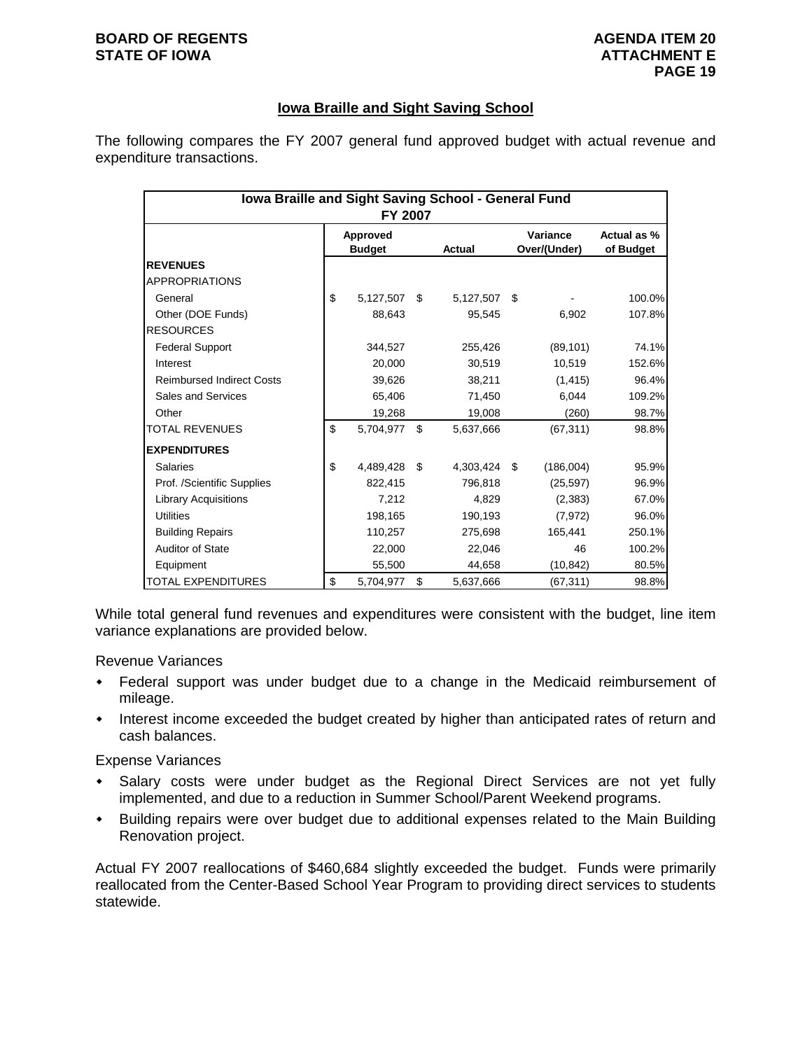## Iowa Braille and Sight Saving School

The following compares the FY 2007 general fund approved budget with actual revenue and expenditure transactions.

| Iowa Braille and Sight Saving School - General Fund FY 2007 | | | | |
|---|---|---|---|---|
| | Approved Budget | Actual | Variance Over/(Under) | Actual as % of Budget |
| **REVENUES** | | | | |
| APPROPRIATIONS | | | | |
| General | $ 5,127,507 | $ 5,127,507 | $ - | 100.0% |
| Other (DOE Funds) | 88,643 | 95,545 | 6,902 | 107.8% |
| RESOURCES | | | | |
| Federal Support | 344,527 | 255,426 | (89,101) | 74.1% |
| Interest | 20,000 | 30,519 | 10,519 | 152.6% |
| Reimbursed Indirect Costs | 39,626 | 38,211 | (1,415) | 96.4% |
| Sales and Services | 65,406 | 71,450 | 6,044 | 109.2% |
| Other | 19,268 | 19,008 | (260) | 98.7% |
| TOTAL REVENUES | $ 5,704,977 | $ 5,637,666 | (67,311) | 98.8% |
| **EXPENDITURES** | | | | |
| Salaries | $ 4,489,428 | $ 4,303,424 | $ (186,004) | 95.9% |
| Prof. /Scientific Supplies | 822,415 | 796,818 | (25,597) | 96.9% |
| Library Acquisitions | 7,212 | 4,829 | (2,383) | 67.0% |
| Utilities | 198,165 | 190,193 | (7,972) | 96.0% |
| Building Repairs | 110,257 | 275,698 | 165,441 | 250.1% |
| Auditor of State | 22,000 | 22,046 | 46 | 100.2% |
| Equipment | 55,500 | 44,658 | (10,842) | 80.5% |
| TOTAL EXPENDITURES | $ 5,704,977 | $ 5,637,666 | (67,311) | 98.8% |

While total general fund revenues and expenditures were consistent with the budget, line item variance explanations are provided below.

Revenue Variances

- Federal support was under budget due to a change in the Medicaid reimbursement of mileage.
- Interest income exceeded the budget created by higher than anticipated rates of return and cash balances.

Expense Variances

- Salary costs were under budget as the Regional Direct Services are not yet fully implemented, and due to a reduction in Summer School/Parent Weekend programs.
- Building repairs were over budget due to additional expenses related to the Main Building Renovation project.

Actual FY 2007 reallocations of $460,684 slightly exceeded the budget. Funds were primarily reallocated from the Center-Based School Year Program to providing direct services to students statewide.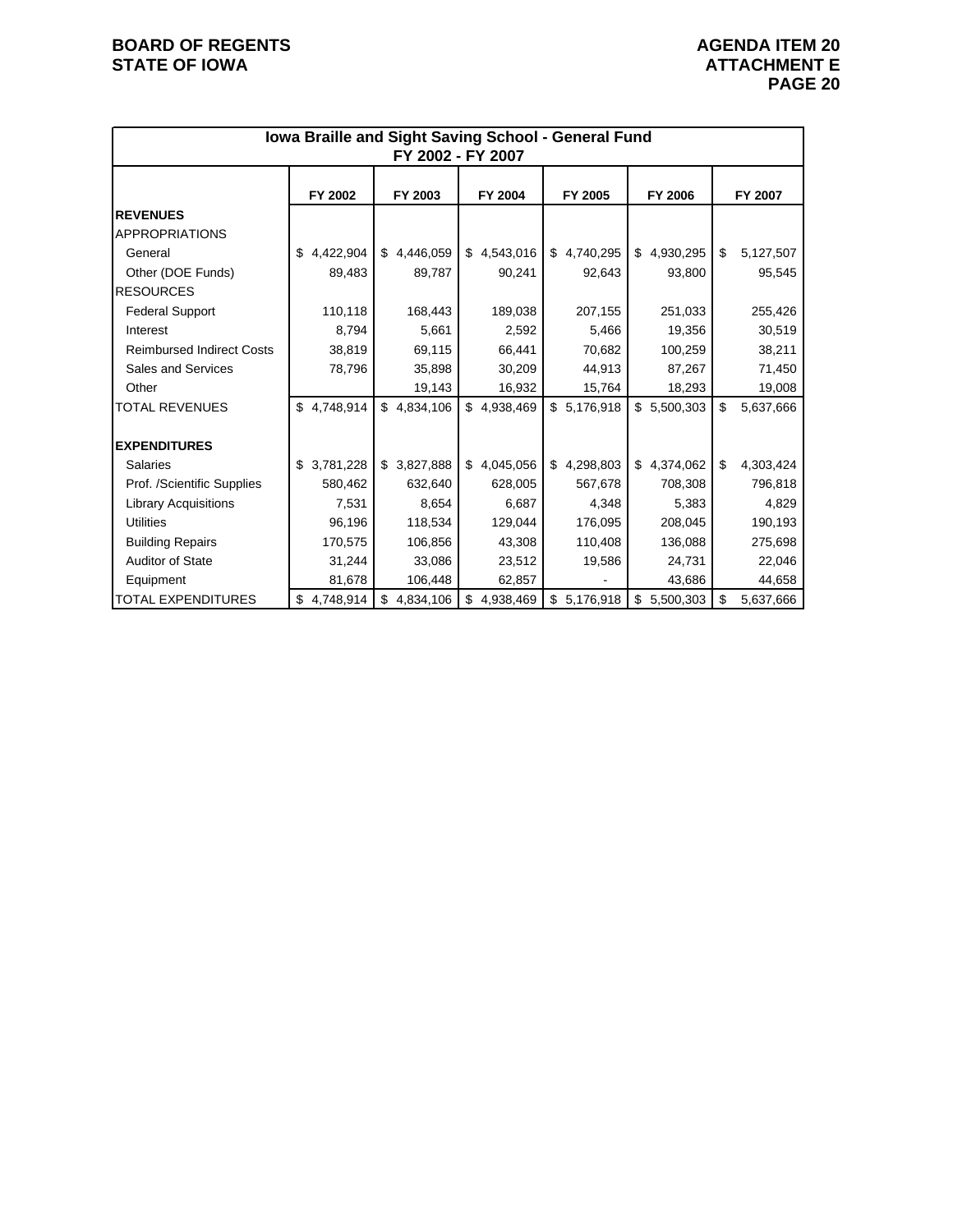| Iowa Braille and Sight Saving School - General Fund FY 2002 - FY 2007 | | | | | | |
|---|---|---|---|---|---|---|
| | FY 2002 | FY 2003 | FY 2004 | FY 2005 | FY 2006 | FY 2007 |
| **REVENUES** | | | | | | |
| APPROPRIATIONS | | | | | | |
| General | $ 4,422,904 | $ 4,446,059 | $ 4,543,016 | $ 4,740,295 | $ 4,930,295 | $ 5,127,507 |
| Other (DOE Funds) | 89,483 | 89,787 | 90,241 | 92,643 | 93,800 | 95,545 |
| RESOURCES | | | | | | |
| Federal Support | 110,118 | 168,443 | 189,038 | 207,155 | 251,033 | 255,426 |
| Interest | 8,794 | 5,661 | 2,592 | 5,466 | 19,356 | 30,519 |
| Reimbursed Indirect Costs | 38,819 | 69,115 | 66,441 | 70,682 | 100,259 | 38,211 |
| Sales and Services | 78,796 | 35,898 | 30,209 | 44,913 | 87,267 | 71,450 |
| Other | | 19,143 | 16,932 | 15,764 | 18,293 | 19,008 |
| TOTAL REVENUES | $ 4,748,914 | $ 4,834,106 | $ 4,938,469 | $ 5,176,918 | $ 5,500,303 | $ 5,637,666 |
| | | | | | | |
| **EXPENDITURES** | | | | | | |
| Salaries | $ 3,781,228 | $ 3,827,888 | $ 4,045,056 | $ 4,298,803 | $ 4,374,062 | $ 4,303,424 |
| Prof. /Scientific Supplies | 580,462 | 632,640 | 628,005 | 567,678 | 708,308 | 796,818 |
| Library Acquisitions | 7,531 | 8,654 | 6,687 | 4,348 | 5,383 | 4,829 |
| Utilities | 96,196 | 118,534 | 129,044 | 176,095 | 208,045 | 190,193 |
| Building Repairs | 170,575 | 106,856 | 43,308 | 110,408 | 136,088 | 275,698 |
| Auditor of State | 31,244 | 33,086 | 23,512 | 19,586 | 24,731 | 22,046 |
| Equipment | 81,678 | 106,448 | 62,857 | - | 43,686 | 44,658 |
| TOTAL EXPENDITURES | $ 4,748,914 | $ 4,834,106 | $ 4,938,469 | $ 5,176,918 | $ 5,500,303 | $ 5,637,666 |